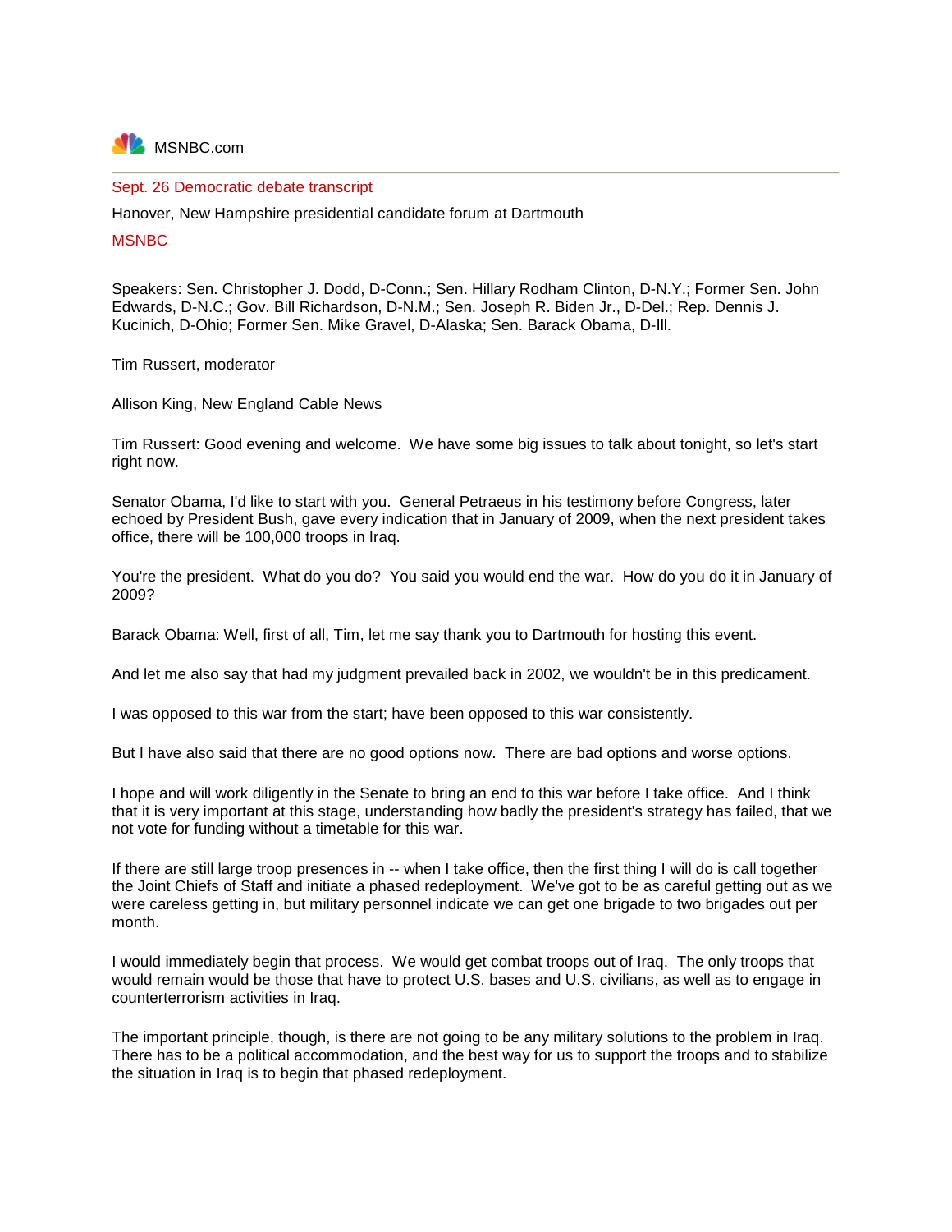MSNBC.com

## Sept. 26 Democratic debate transcript

Hanover, New Hampshire presidential candidate forum at Dartmouth

MSNBC

Speakers: Sen. Christopher J. Dodd, D-Conn.; Sen. Hillary Rodham Clinton, D-N.Y.; Former Sen. John Edwards, D-N.C.; Gov. Bill Richardson, D-N.M.; Sen. Joseph R. Biden Jr., D-Del.; Rep. Dennis J. Kucinich, D-Ohio; Former Sen. Mike Gravel, D-Alaska; Sen. Barack Obama, D-Ill.

Tim Russert, moderator

Allison King, New England Cable News

Tim Russert: Good evening and welcome. We have some big issues to talk about tonight, so let's start right now.

Senator Obama, I'd like to start with you. General Petraeus in his testimony before Congress, later echoed by President Bush, gave every indication that in January of 2009, when the next president takes office, there will be 100,000 troops in Iraq.

You're the president. What do you do? You said you would end the war. How do you do it in January of 2009?

Barack Obama: Well, first of all, Tim, let me say thank you to Dartmouth for hosting this event.

And let me also say that had my judgment prevailed back in 2002, we wouldn't be in this predicament.

I was opposed to this war from the start; have been opposed to this war consistently.

But I have also said that there are no good options now. There are bad options and worse options.

I hope and will work diligently in the Senate to bring an end to this war before I take office. And I think that it is very important at this stage, understanding how badly the president's strategy has failed, that we not vote for funding without a timetable for this war.

If there are still large troop presences in -- when I take office, then the first thing I will do is call together the Joint Chiefs of Staff and initiate a phased redeployment. We've got to be as careful getting out as we were careless getting in, but military personnel indicate we can get one brigade to two brigades out per month.

I would immediately begin that process. We would get combat troops out of Iraq. The only troops that would remain would be those that have to protect U.S. bases and U.S. civilians, as well as to engage in counterterrorism activities in Iraq.

The important principle, though, is there are not going to be any military solutions to the problem in Iraq. There has to be a political accommodation, and the best way for us to support the troops and to stabilize the situation in Iraq is to begin that phased redeployment.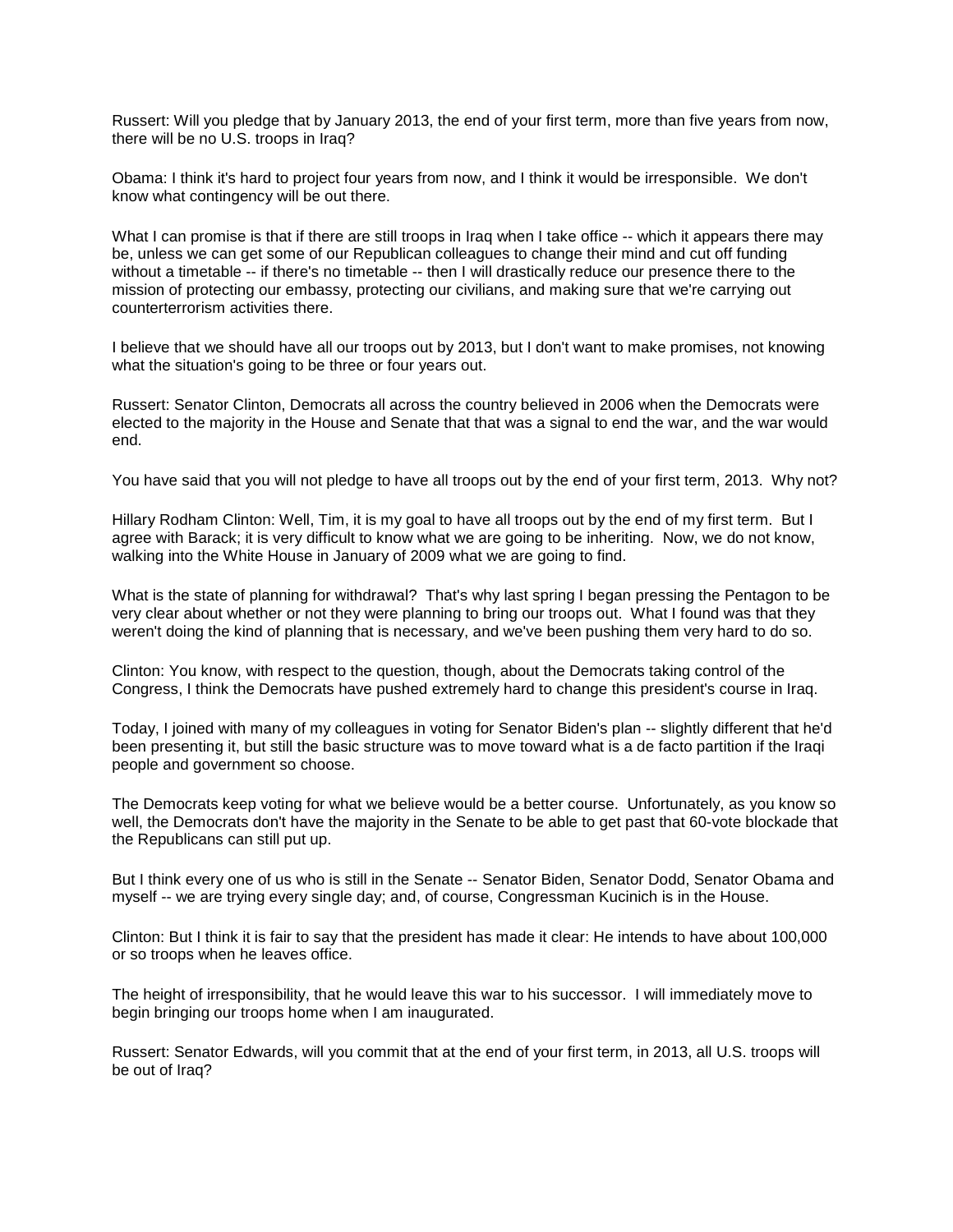Russert: Will you pledge that by January 2013, the end of your first term, more than five years from now, there will be no U.S. troops in Iraq?

Obama: I think it's hard to project four years from now, and I think it would be irresponsible. We don't know what contingency will be out there.

What I can promise is that if there are still troops in Iraq when I take office -- which it appears there may be, unless we can get some of our Republican colleagues to change their mind and cut off funding without a timetable -- if there's no timetable -- then I will drastically reduce our presence there to the mission of protecting our embassy, protecting our civilians, and making sure that we're carrying out counterterrorism activities there.

I believe that we should have all our troops out by 2013, but I don't want to make promises, not knowing what the situation's going to be three or four years out.

Russert: Senator Clinton, Democrats all across the country believed in 2006 when the Democrats were elected to the majority in the House and Senate that that was a signal to end the war, and the war would end.

You have said that you will not pledge to have all troops out by the end of your first term, 2013. Why not?

Hillary Rodham Clinton: Well, Tim, it is my goal to have all troops out by the end of my first term. But I agree with Barack; it is very difficult to know what we are going to be inheriting. Now, we do not know, walking into the White House in January of 2009 what we are going to find.

What is the state of planning for withdrawal? That's why last spring I began pressing the Pentagon to be very clear about whether or not they were planning to bring our troops out. What I found was that they weren't doing the kind of planning that is necessary, and we've been pushing them very hard to do so.

Clinton: You know, with respect to the question, though, about the Democrats taking control of the Congress, I think the Democrats have pushed extremely hard to change this president's course in Iraq.

Today, I joined with many of my colleagues in voting for Senator Biden's plan -- slightly different that he'd been presenting it, but still the basic structure was to move toward what is a de facto partition if the Iraqi people and government so choose.

The Democrats keep voting for what we believe would be a better course. Unfortunately, as you know so well, the Democrats don't have the majority in the Senate to be able to get past that 60-vote blockade that the Republicans can still put up.

But I think every one of us who is still in the Senate -- Senator Biden, Senator Dodd, Senator Obama and myself -- we are trying every single day; and, of course, Congressman Kucinich is in the House.

Clinton: But I think it is fair to say that the president has made it clear: He intends to have about 100,000 or so troops when he leaves office.

The height of irresponsibility, that he would leave this war to his successor. I will immediately move to begin bringing our troops home when I am inaugurated.

Russert: Senator Edwards, will you commit that at the end of your first term, in 2013, all U.S. troops will be out of Iraq?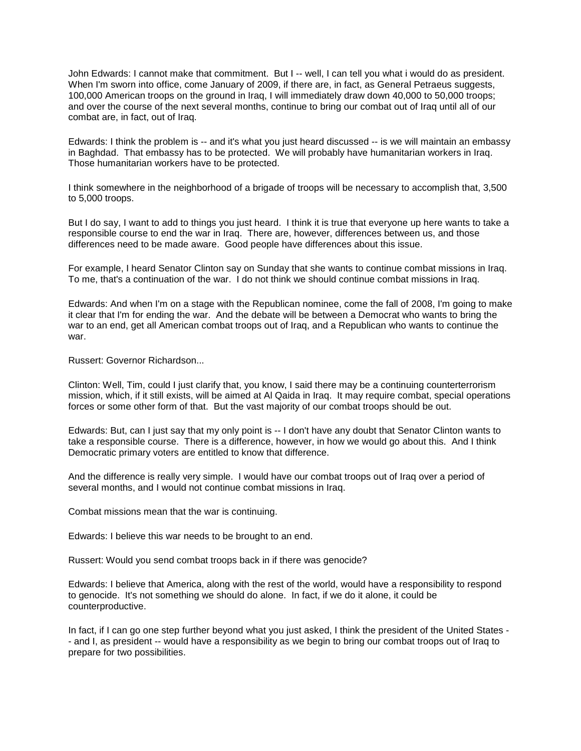John Edwards: I cannot make that commitment. But I -- well, I can tell you what i would do as president. When I'm sworn into office, come January of 2009, if there are, in fact, as General Petraeus suggests, 100,000 American troops on the ground in Iraq, I will immediately draw down 40,000 to 50,000 troops; and over the course of the next several months, continue to bring our combat out of Iraq until all of our combat are, in fact, out of Iraq.

Edwards: I think the problem is -- and it's what you just heard discussed -- is we will maintain an embassy in Baghdad. That embassy has to be protected. We will probably have humanitarian workers in Iraq. Those humanitarian workers have to be protected.

I think somewhere in the neighborhood of a brigade of troops will be necessary to accomplish that, 3,500 to 5,000 troops.

But I do say, I want to add to things you just heard. I think it is true that everyone up here wants to take a responsible course to end the war in Iraq. There are, however, differences between us, and those differences need to be made aware. Good people have differences about this issue.

For example, I heard Senator Clinton say on Sunday that she wants to continue combat missions in Iraq. To me, that's a continuation of the war. I do not think we should continue combat missions in Iraq.

Edwards: And when I'm on a stage with the Republican nominee, come the fall of 2008, I'm going to make it clear that I'm for ending the war. And the debate will be between a Democrat who wants to bring the war to an end, get all American combat troops out of Iraq, and a Republican who wants to continue the war.

Russert: Governor Richardson...

Clinton: Well, Tim, could I just clarify that, you know, I said there may be a continuing counterterrorism mission, which, if it still exists, will be aimed at Al Qaida in Iraq. It may require combat, special operations forces or some other form of that. But the vast majority of our combat troops should be out.

Edwards: But, can I just say that my only point is -- I don't have any doubt that Senator Clinton wants to take a responsible course. There is a difference, however, in how we would go about this. And I think Democratic primary voters are entitled to know that difference.

And the difference is really very simple. I would have our combat troops out of Iraq over a period of several months, and I would not continue combat missions in Iraq.

Combat missions mean that the war is continuing.

Edwards: I believe this war needs to be brought to an end.

Russert: Would you send combat troops back in if there was genocide?

Edwards: I believe that America, along with the rest of the world, would have a responsibility to respond to genocide. It's not something we should do alone. In fact, if we do it alone, it could be counterproductive.

In fact, if I can go one step further beyond what you just asked, I think the president of the United States -- and I, as president -- would have a responsibility as we begin to bring our combat troops out of Iraq to prepare for two possibilities.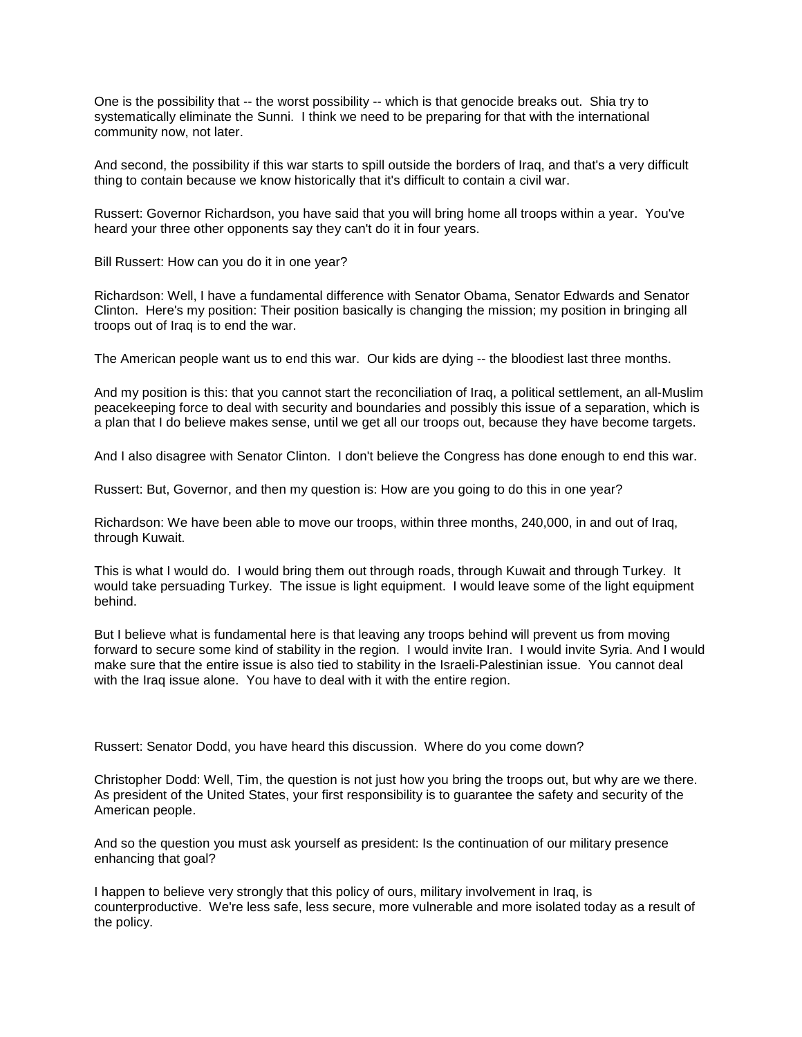One is the possibility that -- the worst possibility -- which is that genocide breaks out. Shia try to systematically eliminate the Sunni. I think we need to be preparing for that with the international community now, not later.

And second, the possibility if this war starts to spill outside the borders of Iraq, and that's a very difficult thing to contain because we know historically that it's difficult to contain a civil war.

Russert: Governor Richardson, you have said that you will bring home all troops within a year. You've heard your three other opponents say they can't do it in four years.

Bill Russert: How can you do it in one year?

Richardson: Well, I have a fundamental difference with Senator Obama, Senator Edwards and Senator Clinton. Here's my position: Their position basically is changing the mission; my position in bringing all troops out of Iraq is to end the war.

The American people want us to end this war. Our kids are dying -- the bloodiest last three months.

And my position is this: that you cannot start the reconciliation of Iraq, a political settlement, an all-Muslim peacekeeping force to deal with security and boundaries and possibly this issue of a separation, which is a plan that I do believe makes sense, until we get all our troops out, because they have become targets.

And I also disagree with Senator Clinton. I don't believe the Congress has done enough to end this war.

Russert: But, Governor, and then my question is: How are you going to do this in one year?

Richardson: We have been able to move our troops, within three months, 240,000, in and out of Iraq, through Kuwait.

This is what I would do. I would bring them out through roads, through Kuwait and through Turkey. It would take persuading Turkey. The issue is light equipment. I would leave some of the light equipment behind.

But I believe what is fundamental here is that leaving any troops behind will prevent us from moving forward to secure some kind of stability in the region. I would invite Iran. I would invite Syria. And I would make sure that the entire issue is also tied to stability in the Israeli-Palestinian issue. You cannot deal with the Iraq issue alone. You have to deal with it with the entire region.

Russert: Senator Dodd, you have heard this discussion. Where do you come down?

Christopher Dodd: Well, Tim, the question is not just how you bring the troops out, but why are we there. As president of the United States, your first responsibility is to guarantee the safety and security of the American people.

And so the question you must ask yourself as president: Is the continuation of our military presence enhancing that goal?

I happen to believe very strongly that this policy of ours, military involvement in Iraq, is counterproductive. We're less safe, less secure, more vulnerable and more isolated today as a result of the policy.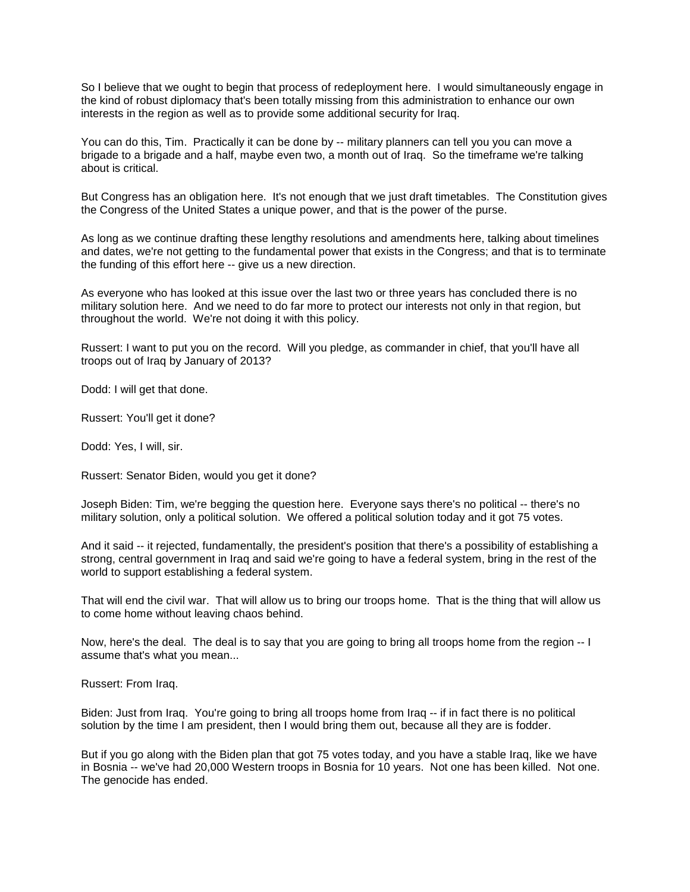So I believe that we ought to begin that process of redeployment here. I would simultaneously engage in the kind of robust diplomacy that's been totally missing from this administration to enhance our own interests in the region as well as to provide some additional security for Iraq.

You can do this, Tim. Practically it can be done by -- military planners can tell you you can move a brigade to a brigade and a half, maybe even two, a month out of Iraq. So the timeframe we're talking about is critical.

But Congress has an obligation here. It's not enough that we just draft timetables. The Constitution gives the Congress of the United States a unique power, and that is the power of the purse.

As long as we continue drafting these lengthy resolutions and amendments here, talking about timelines and dates, we're not getting to the fundamental power that exists in the Congress; and that is to terminate the funding of this effort here -- give us a new direction.

As everyone who has looked at this issue over the last two or three years has concluded there is no military solution here. And we need to do far more to protect our interests not only in that region, but throughout the world. We're not doing it with this policy.

Russert: I want to put you on the record. Will you pledge, as commander in chief, that you'll have all troops out of Iraq by January of 2013?

Dodd: I will get that done.

Russert: You'll get it done?

Dodd: Yes, I will, sir.

Russert: Senator Biden, would you get it done?

Joseph Biden: Tim, we're begging the question here. Everyone says there's no political -- there's no military solution, only a political solution. We offered a political solution today and it got 75 votes.

And it said -- it rejected, fundamentally, the president's position that there's a possibility of establishing a strong, central government in Iraq and said we're going to have a federal system, bring in the rest of the world to support establishing a federal system.

That will end the civil war. That will allow us to bring our troops home. That is the thing that will allow us to come home without leaving chaos behind.

Now, here's the deal. The deal is to say that you are going to bring all troops home from the region -- I assume that's what you mean...

Russert: From Iraq.

Biden: Just from Iraq. You're going to bring all troops home from Iraq -- if in fact there is no political solution by the time I am president, then I would bring them out, because all they are is fodder.

But if you go along with the Biden plan that got 75 votes today, and you have a stable Iraq, like we have in Bosnia -- we've had 20,000 Western troops in Bosnia for 10 years. Not one has been killed. Not one. The genocide has ended.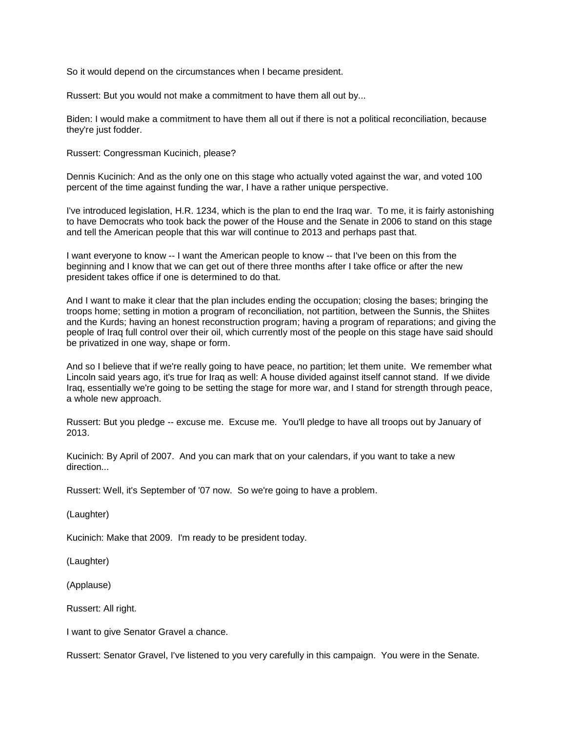So it would depend on the circumstances when I became president.

Russert: But you would not make a commitment to have them all out by...

Biden: I would make a commitment to have them all out if there is not a political reconciliation, because they're just fodder.

Russert: Congressman Kucinich, please?

Dennis Kucinich: And as the only one on this stage who actually voted against the war, and voted 100 percent of the time against funding the war, I have a rather unique perspective.

I've introduced legislation, H.R. 1234, which is the plan to end the Iraq war. To me, it is fairly astonishing to have Democrats who took back the power of the House and the Senate in 2006 to stand on this stage and tell the American people that this war will continue to 2013 and perhaps past that.

I want everyone to know -- I want the American people to know -- that I've been on this from the beginning and I know that we can get out of there three months after I take office or after the new president takes office if one is determined to do that.

And I want to make it clear that the plan includes ending the occupation; closing the bases; bringing the troops home; setting in motion a program of reconciliation, not partition, between the Sunnis, the Shiites and the Kurds; having an honest reconstruction program; having a program of reparations; and giving the people of Iraq full control over their oil, which currently most of the people on this stage have said should be privatized in one way, shape or form.

And so I believe that if we're really going to have peace, no partition; let them unite. We remember what Lincoln said years ago, it's true for Iraq as well: A house divided against itself cannot stand. If we divide Iraq, essentially we're going to be setting the stage for more war, and I stand for strength through peace, a whole new approach.

Russert: But you pledge -- excuse me. Excuse me. You'll pledge to have all troops out by January of 2013.

Kucinich: By April of 2007. And you can mark that on your calendars, if you want to take a new direction...

Russert: Well, it's September of '07 now. So we're going to have a problem.

(Laughter)

Kucinich: Make that 2009. I'm ready to be president today.

(Laughter)

(Applause)

Russert: All right.

I want to give Senator Gravel a chance.

Russert: Senator Gravel, I've listened to you very carefully in this campaign. You were in the Senate.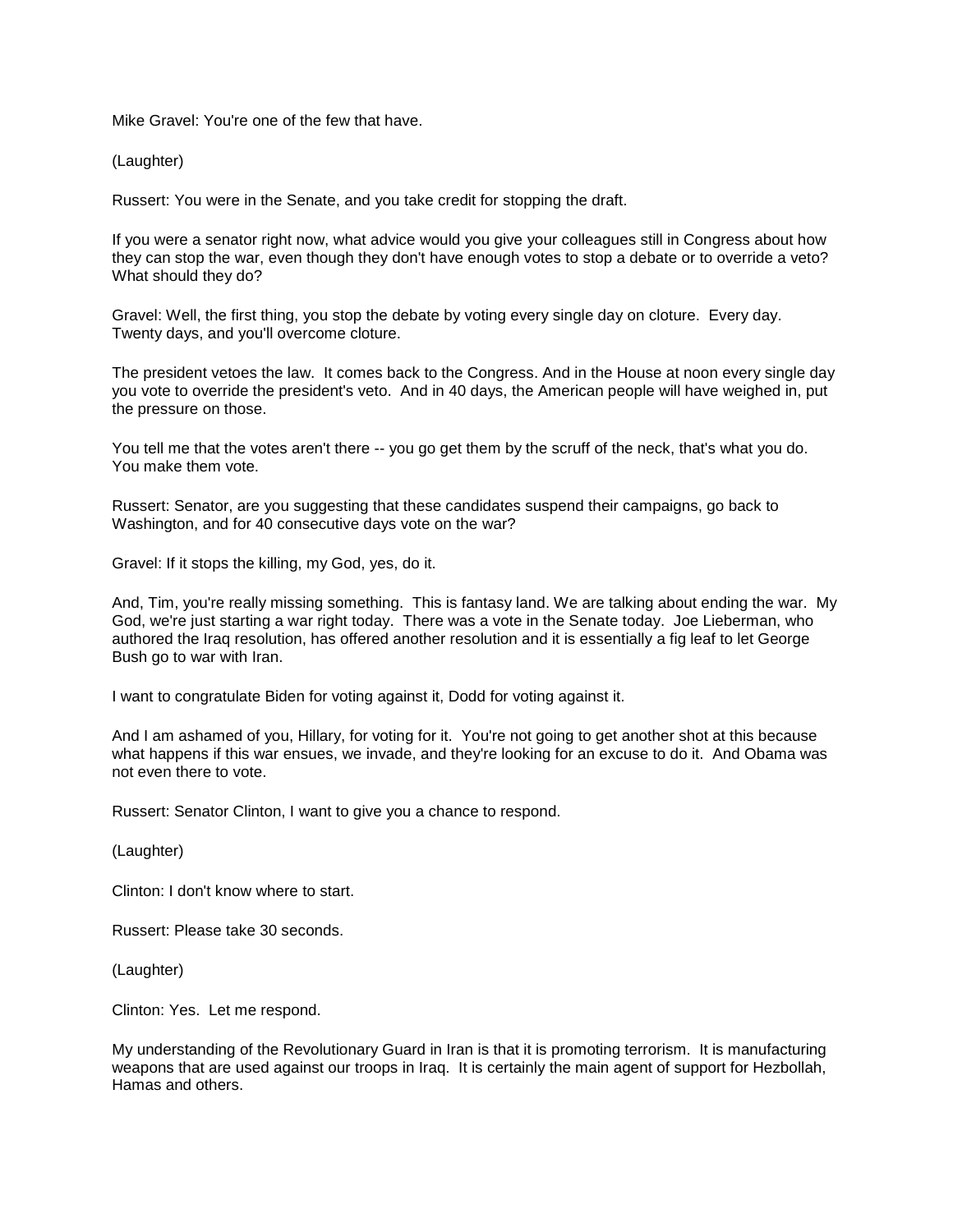Mike Gravel: You're one of the few that have.

(Laughter)

Russert: You were in the Senate, and you take credit for stopping the draft.

If you were a senator right now, what advice would you give your colleagues still in Congress about how they can stop the war, even though they don't have enough votes to stop a debate or to override a veto? What should they do?

Gravel: Well, the first thing, you stop the debate by voting every single day on cloture. Every day. Twenty days, and you'll overcome cloture.

The president vetoes the law. It comes back to the Congress. And in the House at noon every single day you vote to override the president's veto. And in 40 days, the American people will have weighed in, put the pressure on those.

You tell me that the votes aren't there -- you go get them by the scruff of the neck, that's what you do. You make them vote.

Russert: Senator, are you suggesting that these candidates suspend their campaigns, go back to Washington, and for 40 consecutive days vote on the war?

Gravel: If it stops the killing, my God, yes, do it.

And, Tim, you're really missing something. This is fantasy land. We are talking about ending the war. My God, we're just starting a war right today. There was a vote in the Senate today. Joe Lieberman, who authored the Iraq resolution, has offered another resolution and it is essentially a fig leaf to let George Bush go to war with Iran.

I want to congratulate Biden for voting against it, Dodd for voting against it.

And I am ashamed of you, Hillary, for voting for it. You're not going to get another shot at this because what happens if this war ensues, we invade, and they're looking for an excuse to do it. And Obama was not even there to vote.

Russert: Senator Clinton, I want to give you a chance to respond.

(Laughter)

Clinton: I don't know where to start.

Russert: Please take 30 seconds.

(Laughter)

Clinton: Yes. Let me respond.

My understanding of the Revolutionary Guard in Iran is that it is promoting terrorism. It is manufacturing weapons that are used against our troops in Iraq. It is certainly the main agent of support for Hezbollah, Hamas and others.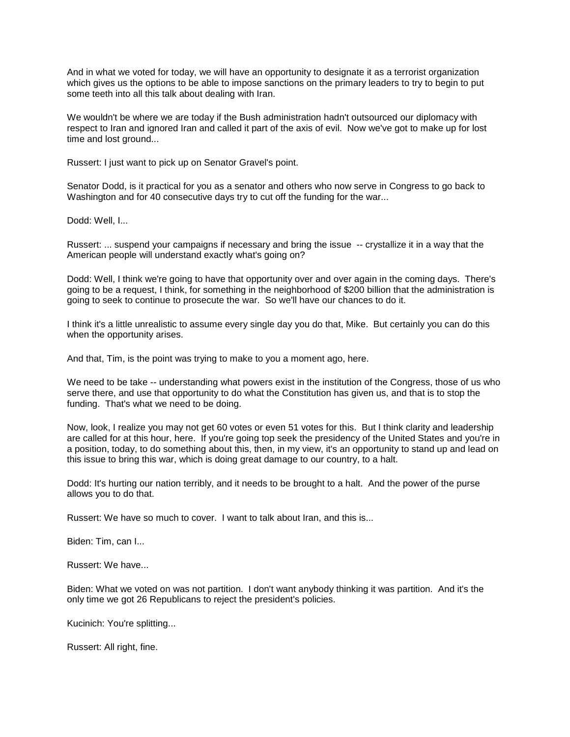And in what we voted for today, we will have an opportunity to designate it as a terrorist organization which gives us the options to be able to impose sanctions on the primary leaders to try to begin to put some teeth into all this talk about dealing with Iran.

We wouldn't be where we are today if the Bush administration hadn't outsourced our diplomacy with respect to Iran and ignored Iran and called it part of the axis of evil. Now we've got to make up for lost time and lost ground...

Russert: I just want to pick up on Senator Gravel's point.

Senator Dodd, is it practical for you as a senator and others who now serve in Congress to go back to Washington and for 40 consecutive days try to cut off the funding for the war...

Dodd: Well, I...

Russert: ... suspend your campaigns if necessary and bring the issue -- crystallize it in a way that the American people will understand exactly what's going on?

Dodd: Well, I think we're going to have that opportunity over and over again in the coming days. There's going to be a request, I think, for something in the neighborhood of $200 billion that the administration is going to seek to continue to prosecute the war. So we'll have our chances to do it.

I think it's a little unrealistic to assume every single day you do that, Mike. But certainly you can do this when the opportunity arises.

And that, Tim, is the point was trying to make to you a moment ago, here.

We need to be take -- understanding what powers exist in the institution of the Congress, those of us who serve there, and use that opportunity to do what the Constitution has given us, and that is to stop the funding. That's what we need to be doing.

Now, look, I realize you may not get 60 votes or even 51 votes for this. But I think clarity and leadership are called for at this hour, here. If you're going top seek the presidency of the United States and you're in a position, today, to do something about this, then, in my view, it's an opportunity to stand up and lead on this issue to bring this war, which is doing great damage to our country, to a halt.

Dodd: It's hurting our nation terribly, and it needs to be brought to a halt. And the power of the purse allows you to do that.

Russert: We have so much to cover. I want to talk about Iran, and this is...

Biden: Tim, can I...

Russert: We have...

Biden: What we voted on was not partition. I don't want anybody thinking it was partition. And it's the only time we got 26 Republicans to reject the president's policies.

Kucinich: You're splitting...

Russert: All right, fine.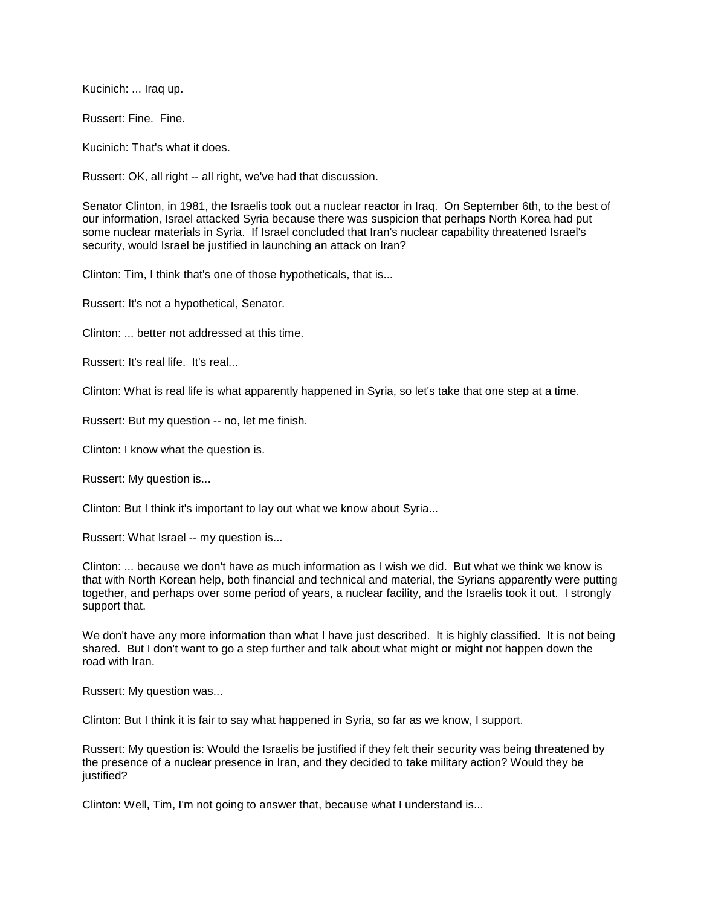Kucinich: ... Iraq up.

Russert: Fine. Fine.

Kucinich: That's what it does.

Russert: OK, all right -- all right, we've had that discussion.

Senator Clinton, in 1981, the Israelis took out a nuclear reactor in Iraq. On September 6th, to the best of our information, Israel attacked Syria because there was suspicion that perhaps North Korea had put some nuclear materials in Syria. If Israel concluded that Iran's nuclear capability threatened Israel's security, would Israel be justified in launching an attack on Iran?

Clinton: Tim, I think that's one of those hypotheticals, that is...

Russert: It's not a hypothetical, Senator.

Clinton: ... better not addressed at this time.

Russert: It's real life. It's real...

Clinton: What is real life is what apparently happened in Syria, so let's take that one step at a time.

Russert: But my question -- no, let me finish.

Clinton: I know what the question is.

Russert: My question is...

Clinton: But I think it's important to lay out what we know about Syria...

Russert: What Israel -- my question is...

Clinton: ... because we don't have as much information as I wish we did. But what we think we know is that with North Korean help, both financial and technical and material, the Syrians apparently were putting together, and perhaps over some period of years, a nuclear facility, and the Israelis took it out. I strongly support that.

We don't have any more information than what I have just described. It is highly classified. It is not being shared. But I don't want to go a step further and talk about what might or might not happen down the road with Iran.

Russert: My question was...

Clinton: But I think it is fair to say what happened in Syria, so far as we know, I support.

Russert: My question is: Would the Israelis be justified if they felt their security was being threatened by the presence of a nuclear presence in Iran, and they decided to take military action? Would they be justified?

Clinton: Well, Tim, I'm not going to answer that, because what I understand is...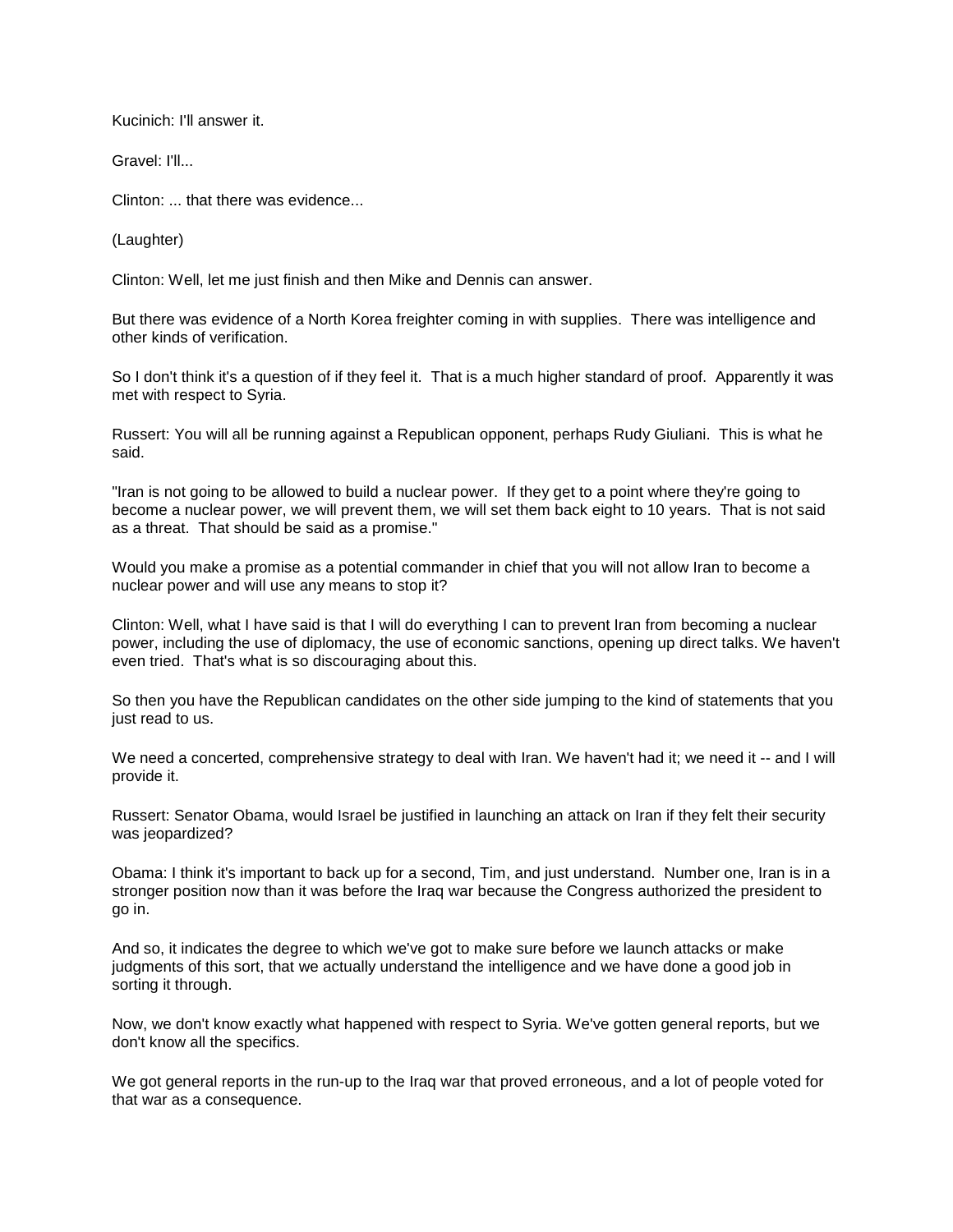Kucinich: I'll answer it.

Gravel: I'll...

Clinton: ... that there was evidence...

(Laughter)

Clinton: Well, let me just finish and then Mike and Dennis can answer.

But there was evidence of a North Korea freighter coming in with supplies. There was intelligence and other kinds of verification.

So I don't think it's a question of if they feel it. That is a much higher standard of proof. Apparently it was met with respect to Syria.

Russert: You will all be running against a Republican opponent, perhaps Rudy Giuliani. This is what he said.

"Iran is not going to be allowed to build a nuclear power. If they get to a point where they're going to become a nuclear power, we will prevent them, we will set them back eight to 10 years. That is not said as a threat. That should be said as a promise."

Would you make a promise as a potential commander in chief that you will not allow Iran to become a nuclear power and will use any means to stop it?

Clinton: Well, what I have said is that I will do everything I can to prevent Iran from becoming a nuclear power, including the use of diplomacy, the use of economic sanctions, opening up direct talks. We haven't even tried. That's what is so discouraging about this.

So then you have the Republican candidates on the other side jumping to the kind of statements that you just read to us.

We need a concerted, comprehensive strategy to deal with Iran. We haven't had it; we need it -- and I will provide it.

Russert: Senator Obama, would Israel be justified in launching an attack on Iran if they felt their security was jeopardized?

Obama: I think it's important to back up for a second, Tim, and just understand. Number one, Iran is in a stronger position now than it was before the Iraq war because the Congress authorized the president to go in.

And so, it indicates the degree to which we've got to make sure before we launch attacks or make judgments of this sort, that we actually understand the intelligence and we have done a good job in sorting it through.

Now, we don't know exactly what happened with respect to Syria. We've gotten general reports, but we don't know all the specifics.

We got general reports in the run-up to the Iraq war that proved erroneous, and a lot of people voted for that war as a consequence.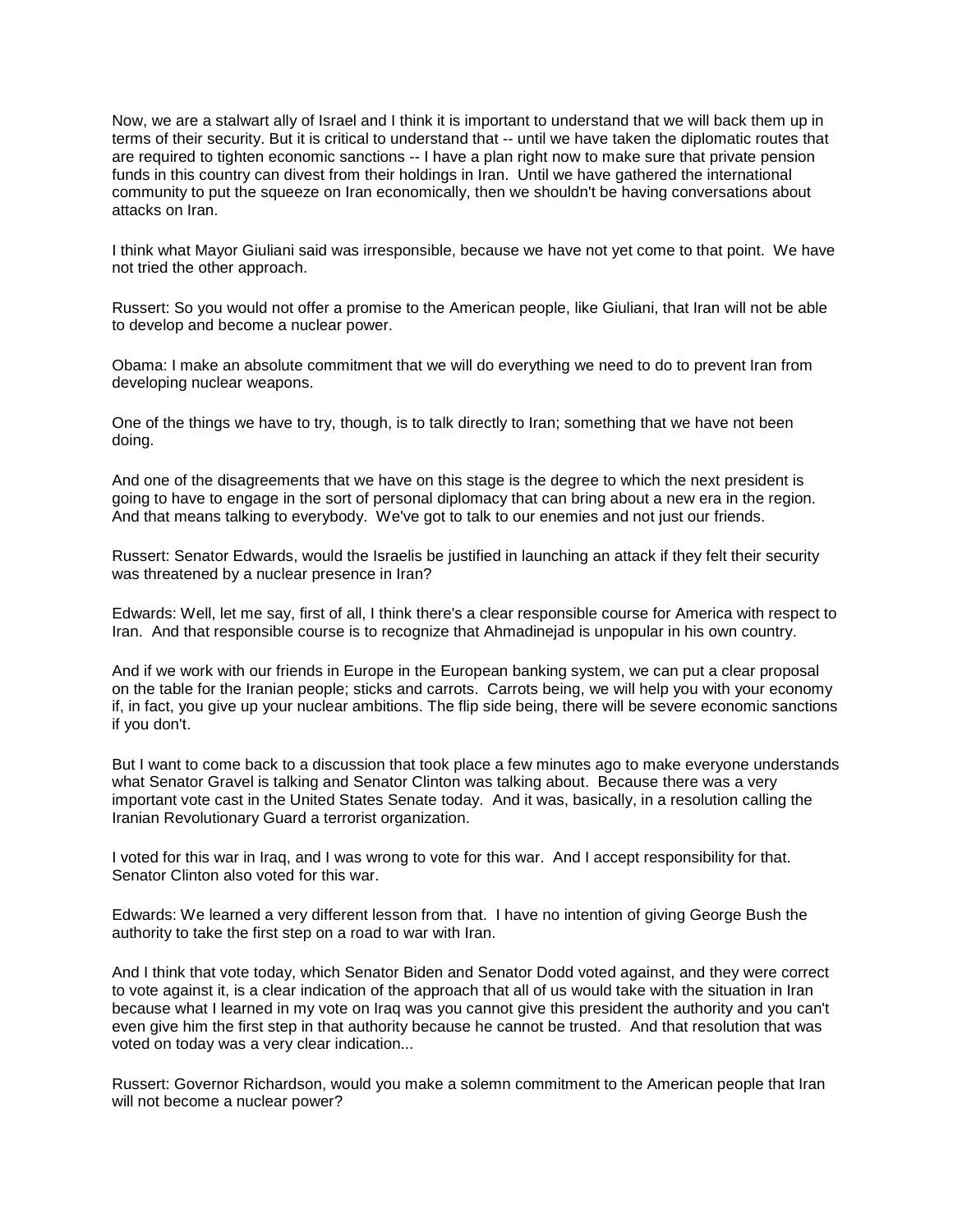Now, we are a stalwart ally of Israel and I think it is important to understand that we will back them up in terms of their security. But it is critical to understand that -- until we have taken the diplomatic routes that are required to tighten economic sanctions -- I have a plan right now to make sure that private pension funds in this country can divest from their holdings in Iran. Until we have gathered the international community to put the squeeze on Iran economically, then we shouldn't be having conversations about attacks on Iran.

I think what Mayor Giuliani said was irresponsible, because we have not yet come to that point. We have not tried the other approach.

Russert: So you would not offer a promise to the American people, like Giuliani, that Iran will not be able to develop and become a nuclear power.

Obama: I make an absolute commitment that we will do everything we need to do to prevent Iran from developing nuclear weapons.

One of the things we have to try, though, is to talk directly to Iran; something that we have not been doing.

And one of the disagreements that we have on this stage is the degree to which the next president is going to have to engage in the sort of personal diplomacy that can bring about a new era in the region. And that means talking to everybody. We've got to talk to our enemies and not just our friends.

Russert: Senator Edwards, would the Israelis be justified in launching an attack if they felt their security was threatened by a nuclear presence in Iran?

Edwards: Well, let me say, first of all, I think there's a clear responsible course for America with respect to Iran. And that responsible course is to recognize that Ahmadinejad is unpopular in his own country.

And if we work with our friends in Europe in the European banking system, we can put a clear proposal on the table for the Iranian people; sticks and carrots. Carrots being, we will help you with your economy if, in fact, you give up your nuclear ambitions. The flip side being, there will be severe economic sanctions if you don't.

But I want to come back to a discussion that took place a few minutes ago to make everyone understands what Senator Gravel is talking and Senator Clinton was talking about. Because there was a very important vote cast in the United States Senate today. And it was, basically, in a resolution calling the Iranian Revolutionary Guard a terrorist organization.

I voted for this war in Iraq, and I was wrong to vote for this war. And I accept responsibility for that. Senator Clinton also voted for this war.

Edwards: We learned a very different lesson from that. I have no intention of giving George Bush the authority to take the first step on a road to war with Iran.

And I think that vote today, which Senator Biden and Senator Dodd voted against, and they were correct to vote against it, is a clear indication of the approach that all of us would take with the situation in Iran because what I learned in my vote on Iraq was you cannot give this president the authority and you can't even give him the first step in that authority because he cannot be trusted. And that resolution that was voted on today was a very clear indication...

Russert: Governor Richardson, would you make a solemn commitment to the American people that Iran will not become a nuclear power?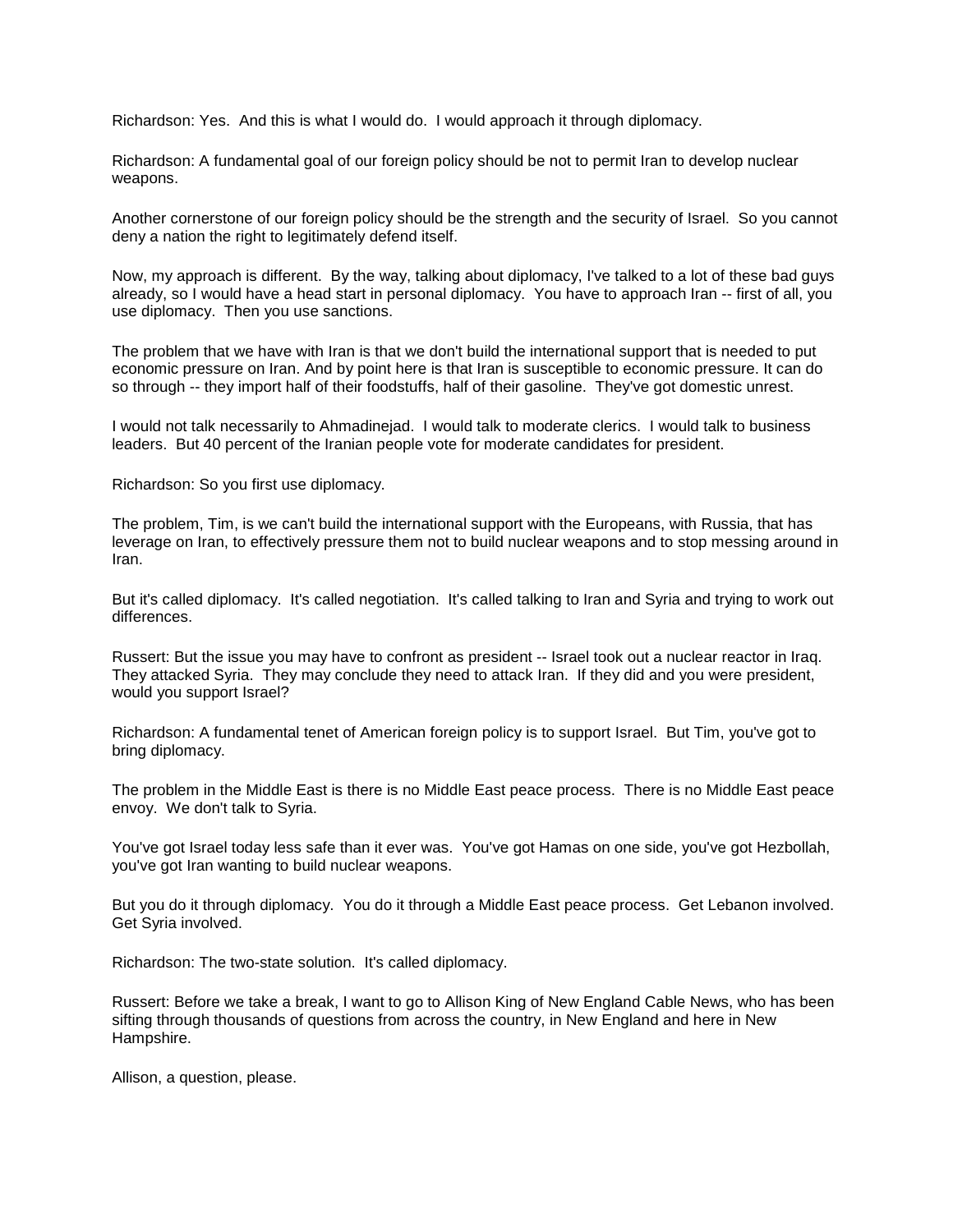Richardson: Yes. And this is what I would do. I would approach it through diplomacy.

Richardson: A fundamental goal of our foreign policy should be not to permit Iran to develop nuclear weapons.

Another cornerstone of our foreign policy should be the strength and the security of Israel. So you cannot deny a nation the right to legitimately defend itself.

Now, my approach is different. By the way, talking about diplomacy, I've talked to a lot of these bad guys already, so I would have a head start in personal diplomacy. You have to approach Iran -- first of all, you use diplomacy. Then you use sanctions.

The problem that we have with Iran is that we don't build the international support that is needed to put economic pressure on Iran. And by point here is that Iran is susceptible to economic pressure. It can do so through -- they import half of their foodstuffs, half of their gasoline. They've got domestic unrest.

I would not talk necessarily to Ahmadinejad. I would talk to moderate clerics. I would talk to business leaders. But 40 percent of the Iranian people vote for moderate candidates for president.

Richardson: So you first use diplomacy.

The problem, Tim, is we can't build the international support with the Europeans, with Russia, that has leverage on Iran, to effectively pressure them not to build nuclear weapons and to stop messing around in Iran.

But it's called diplomacy. It's called negotiation. It's called talking to Iran and Syria and trying to work out differences.

Russert: But the issue you may have to confront as president -- Israel took out a nuclear reactor in Iraq. They attacked Syria. They may conclude they need to attack Iran. If they did and you were president, would you support Israel?

Richardson: A fundamental tenet of American foreign policy is to support Israel. But Tim, you've got to bring diplomacy.

The problem in the Middle East is there is no Middle East peace process. There is no Middle East peace envoy. We don't talk to Syria.

You've got Israel today less safe than it ever was. You've got Hamas on one side, you've got Hezbollah, you've got Iran wanting to build nuclear weapons.

But you do it through diplomacy. You do it through a Middle East peace process. Get Lebanon involved. Get Syria involved.

Richardson: The two-state solution. It's called diplomacy.

Russert: Before we take a break, I want to go to Allison King of New England Cable News, who has been sifting through thousands of questions from across the country, in New England and here in New Hampshire.

Allison, a question, please.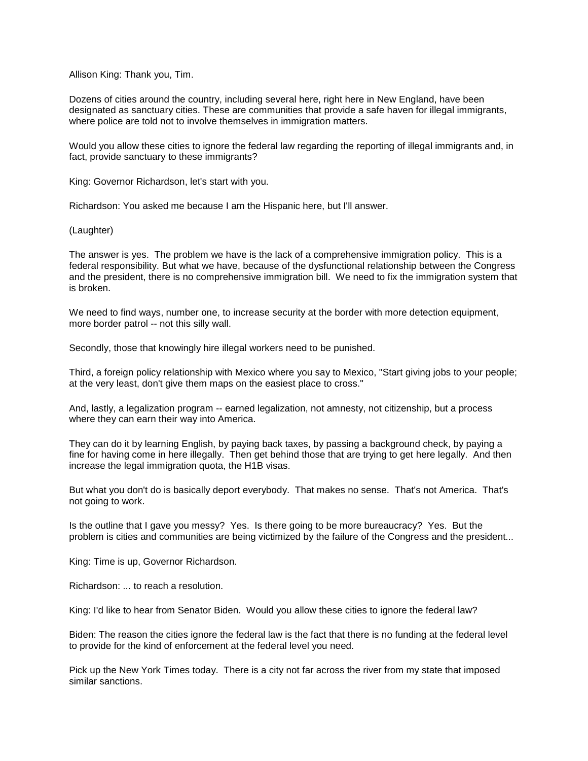Allison King: Thank you, Tim.

Dozens of cities around the country, including several here, right here in New England, have been designated as sanctuary cities. These are communities that provide a safe haven for illegal immigrants, where police are told not to involve themselves in immigration matters.

Would you allow these cities to ignore the federal law regarding the reporting of illegal immigrants and, in fact, provide sanctuary to these immigrants?

King: Governor Richardson, let's start with you.

Richardson: You asked me because I am the Hispanic here, but I'll answer.

(Laughter)

The answer is yes. The problem we have is the lack of a comprehensive immigration policy. This is a federal responsibility. But what we have, because of the dysfunctional relationship between the Congress and the president, there is no comprehensive immigration bill. We need to fix the immigration system that is broken.

We need to find ways, number one, to increase security at the border with more detection equipment, more border patrol -- not this silly wall.

Secondly, those that knowingly hire illegal workers need to be punished.

Third, a foreign policy relationship with Mexico where you say to Mexico, "Start giving jobs to your people; at the very least, don't give them maps on the easiest place to cross."

And, lastly, a legalization program -- earned legalization, not amnesty, not citizenship, but a process where they can earn their way into America.

They can do it by learning English, by paying back taxes, by passing a background check, by paying a fine for having come in here illegally. Then get behind those that are trying to get here legally. And then increase the legal immigration quota, the H1B visas.

But what you don't do is basically deport everybody. That makes no sense. That's not America. That's not going to work.

Is the outline that I gave you messy? Yes. Is there going to be more bureaucracy? Yes. But the problem is cities and communities are being victimized by the failure of the Congress and the president...

King: Time is up, Governor Richardson.

Richardson: ... to reach a resolution.

King: I'd like to hear from Senator Biden. Would you allow these cities to ignore the federal law?

Biden: The reason the cities ignore the federal law is the fact that there is no funding at the federal level to provide for the kind of enforcement at the federal level you need.

Pick up the New York Times today. There is a city not far across the river from my state that imposed similar sanctions.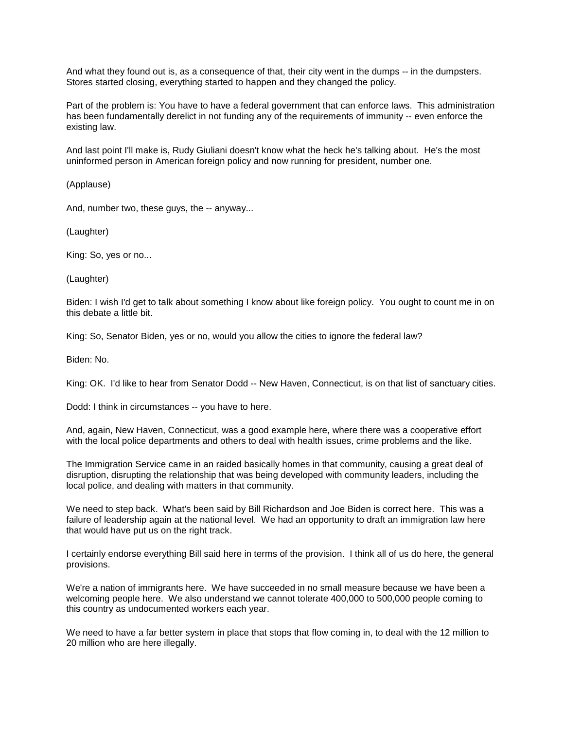And what they found out is, as a consequence of that, their city went in the dumps -- in the dumpsters. Stores started closing, everything started to happen and they changed the policy.

Part of the problem is: You have to have a federal government that can enforce laws. This administration has been fundamentally derelict in not funding any of the requirements of immunity -- even enforce the existing law.

And last point I'll make is, Rudy Giuliani doesn't know what the heck he's talking about. He's the most uninformed person in American foreign policy and now running for president, number one.

(Applause)

And, number two, these guys, the -- anyway...

(Laughter)

King: So, yes or no...

(Laughter)

Biden: I wish I'd get to talk about something I know about like foreign policy. You ought to count me in on this debate a little bit.

King: So, Senator Biden, yes or no, would you allow the cities to ignore the federal law?

Biden: No.

King: OK. I'd like to hear from Senator Dodd -- New Haven, Connecticut, is on that list of sanctuary cities.

Dodd: I think in circumstances -- you have to here.

And, again, New Haven, Connecticut, was a good example here, where there was a cooperative effort with the local police departments and others to deal with health issues, crime problems and the like.

The Immigration Service came in an raided basically homes in that community, causing a great deal of disruption, disrupting the relationship that was being developed with community leaders, including the local police, and dealing with matters in that community.

We need to step back. What's been said by Bill Richardson and Joe Biden is correct here. This was a failure of leadership again at the national level. We had an opportunity to draft an immigration law here that would have put us on the right track.

I certainly endorse everything Bill said here in terms of the provision. I think all of us do here, the general provisions.

We're a nation of immigrants here. We have succeeded in no small measure because we have been a welcoming people here. We also understand we cannot tolerate 400,000 to 500,000 people coming to this country as undocumented workers each year.

We need to have a far better system in place that stops that flow coming in, to deal with the 12 million to 20 million who are here illegally.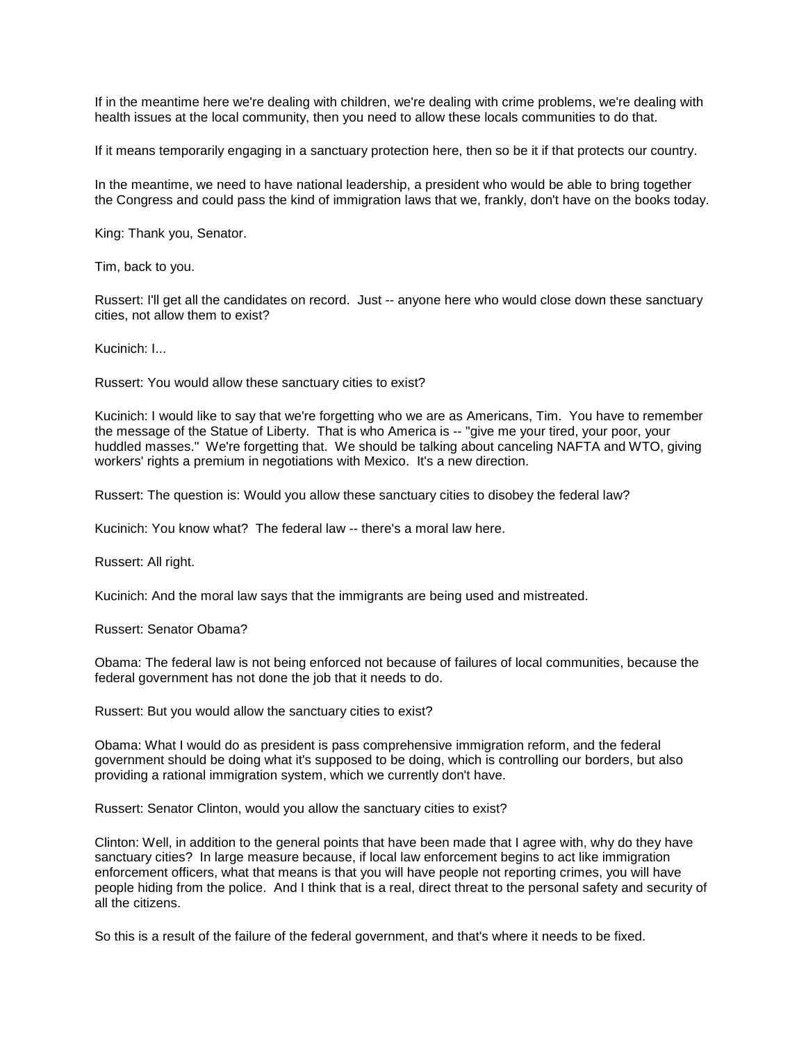If in the meantime here we're dealing with children, we're dealing with crime problems, we're dealing with health issues at the local community, then you need to allow these locals communities to do that.

If it means temporarily engaging in a sanctuary protection here, then so be it if that protects our country.

In the meantime, we need to have national leadership, a president who would be able to bring together the Congress and could pass the kind of immigration laws that we, frankly, don't have on the books today.

King: Thank you, Senator.

Tim, back to you.

Russert: I'll get all the candidates on record. Just -- anyone here who would close down these sanctuary cities, not allow them to exist?

Kucinich: I...

Russert: You would allow these sanctuary cities to exist?

Kucinich: I would like to say that we're forgetting who we are as Americans, Tim. You have to remember the message of the Statue of Liberty. That is who America is -- "give me your tired, your poor, your huddled masses." We're forgetting that. We should be talking about canceling NAFTA and WTO, giving workers' rights a premium in negotiations with Mexico. It's a new direction.

Russert: The question is: Would you allow these sanctuary cities to disobey the federal law?

Kucinich: You know what? The federal law -- there's a moral law here.

Russert: All right.

Kucinich: And the moral law says that the immigrants are being used and mistreated.

Russert: Senator Obama?

Obama: The federal law is not being enforced not because of failures of local communities, because the federal government has not done the job that it needs to do.

Russert: But you would allow the sanctuary cities to exist?

Obama: What I would do as president is pass comprehensive immigration reform, and the federal government should be doing what it's supposed to be doing, which is controlling our borders, but also providing a rational immigration system, which we currently don't have.

Russert: Senator Clinton, would you allow the sanctuary cities to exist?

Clinton: Well, in addition to the general points that have been made that I agree with, why do they have sanctuary cities? In large measure because, if local law enforcement begins to act like immigration enforcement officers, what that means is that you will have people not reporting crimes, you will have people hiding from the police. And I think that is a real, direct threat to the personal safety and security of all the citizens.

So this is a result of the failure of the federal government, and that's where it needs to be fixed.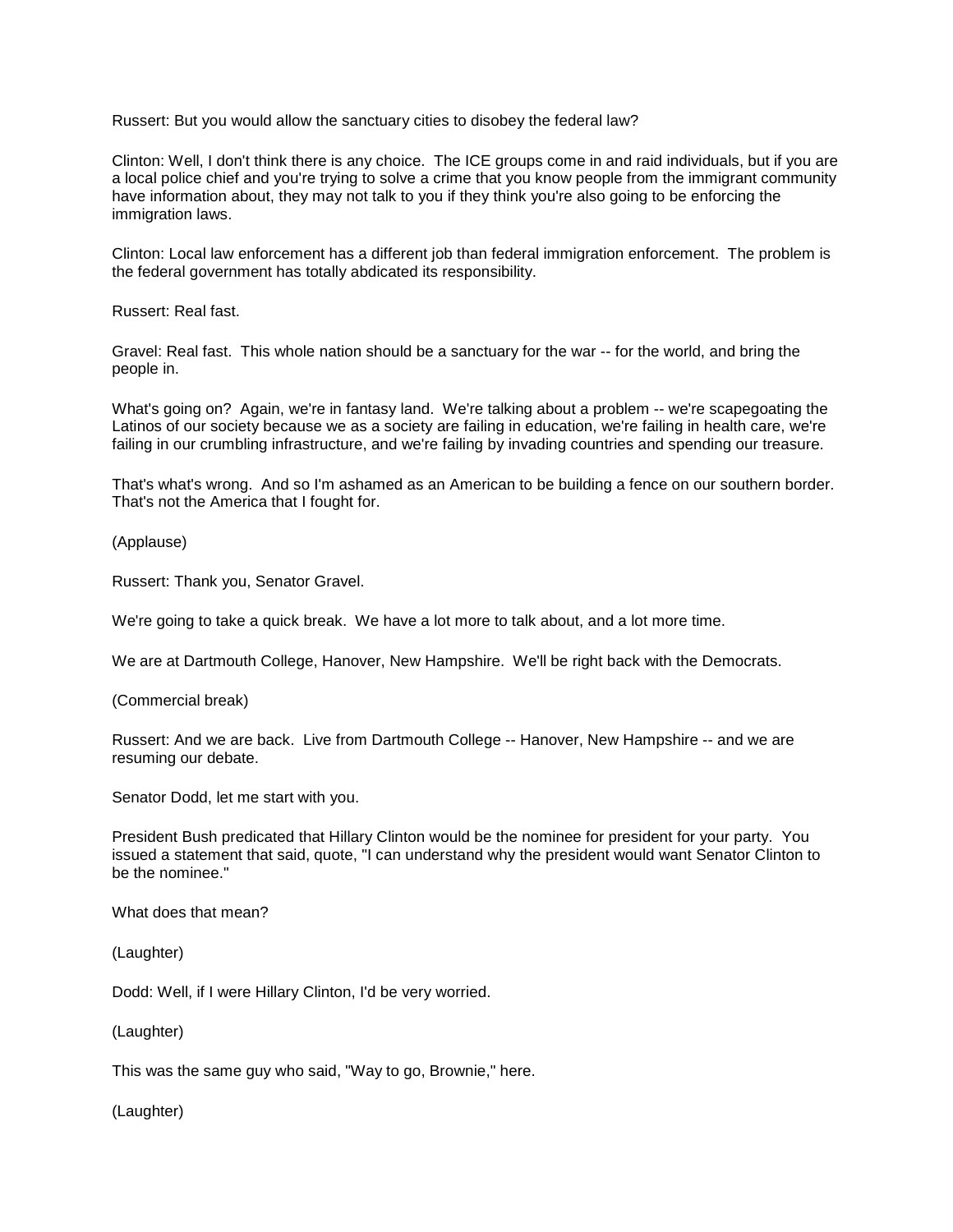Russert: But you would allow the sanctuary cities to disobey the federal law?

Clinton: Well, I don't think there is any choice. The ICE groups come in and raid individuals, but if you are a local police chief and you're trying to solve a crime that you know people from the immigrant community have information about, they may not talk to you if they think you're also going to be enforcing the immigration laws.

Clinton: Local law enforcement has a different job than federal immigration enforcement. The problem is the federal government has totally abdicated its responsibility.

Russert: Real fast.

Gravel: Real fast. This whole nation should be a sanctuary for the war -- for the world, and bring the people in.

What's going on? Again, we're in fantasy land. We're talking about a problem -- we're scapegoating the Latinos of our society because we as a society are failing in education, we're failing in health care, we're failing in our crumbling infrastructure, and we're failing by invading countries and spending our treasure.

That's what's wrong. And so I'm ashamed as an American to be building a fence on our southern border. That's not the America that I fought for.

(Applause)

Russert: Thank you, Senator Gravel.

We're going to take a quick break. We have a lot more to talk about, and a lot more time.

We are at Dartmouth College, Hanover, New Hampshire. We'll be right back with the Democrats.

(Commercial break)

Russert: And we are back. Live from Dartmouth College -- Hanover, New Hampshire -- and we are resuming our debate.

Senator Dodd, let me start with you.

President Bush predicated that Hillary Clinton would be the nominee for president for your party. You issued a statement that said, quote, "I can understand why the president would want Senator Clinton to be the nominee."

What does that mean?

(Laughter)

Dodd: Well, if I were Hillary Clinton, I'd be very worried.

(Laughter)

This was the same guy who said, "Way to go, Brownie," here.

(Laughter)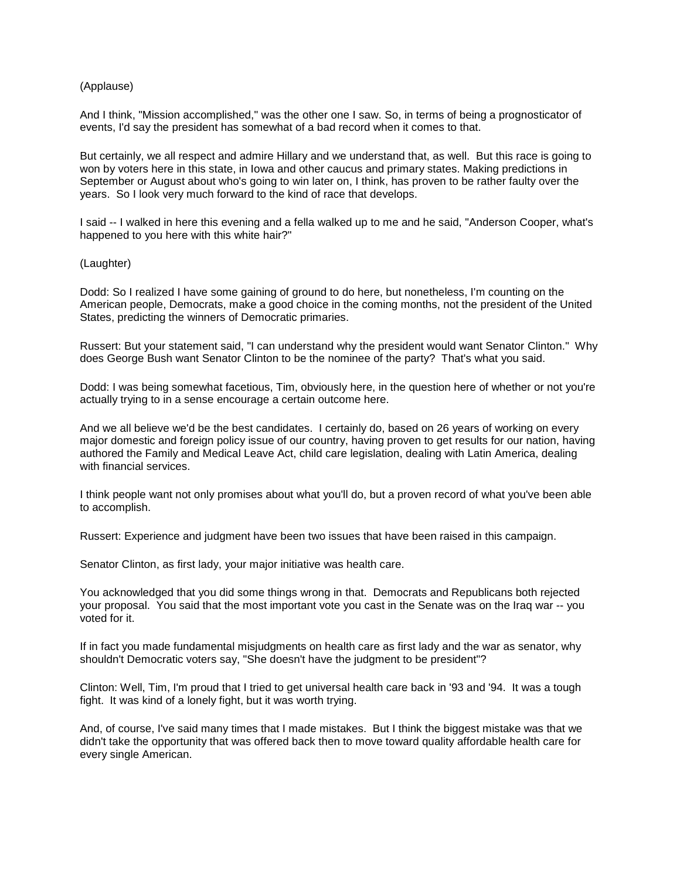(Applause)

And I think, "Mission accomplished," was the other one I saw. So, in terms of being a prognosticator of events, I'd say the president has somewhat of a bad record when it comes to that.

But certainly, we all respect and admire Hillary and we understand that, as well. But this race is going to won by voters here in this state, in Iowa and other caucus and primary states. Making predictions in September or August about who's going to win later on, I think, has proven to be rather faulty over the years. So I look very much forward to the kind of race that develops.

I said -- I walked in here this evening and a fella walked up to me and he said, "Anderson Cooper, what's happened to you here with this white hair?"

(Laughter)

Dodd: So I realized I have some gaining of ground to do here, but nonetheless, I'm counting on the American people, Democrats, make a good choice in the coming months, not the president of the United States, predicting the winners of Democratic primaries.

Russert: But your statement said, "I can understand why the president would want Senator Clinton." Why does George Bush want Senator Clinton to be the nominee of the party? That's what you said.

Dodd: I was being somewhat facetious, Tim, obviously here, in the question here of whether or not you're actually trying to in a sense encourage a certain outcome here.

And we all believe we'd be the best candidates. I certainly do, based on 26 years of working on every major domestic and foreign policy issue of our country, having proven to get results for our nation, having authored the Family and Medical Leave Act, child care legislation, dealing with Latin America, dealing with financial services.

I think people want not only promises about what you'll do, but a proven record of what you've been able to accomplish.

Russert: Experience and judgment have been two issues that have been raised in this campaign.

Senator Clinton, as first lady, your major initiative was health care.

You acknowledged that you did some things wrong in that. Democrats and Republicans both rejected your proposal. You said that the most important vote you cast in the Senate was on the Iraq war -- you voted for it.

If in fact you made fundamental misjudgments on health care as first lady and the war as senator, why shouldn't Democratic voters say, "She doesn't have the judgment to be president"?

Clinton: Well, Tim, I'm proud that I tried to get universal health care back in '93 and '94. It was a tough fight. It was kind of a lonely fight, but it was worth trying.

And, of course, I've said many times that I made mistakes. But I think the biggest mistake was that we didn't take the opportunity that was offered back then to move toward quality affordable health care for every single American.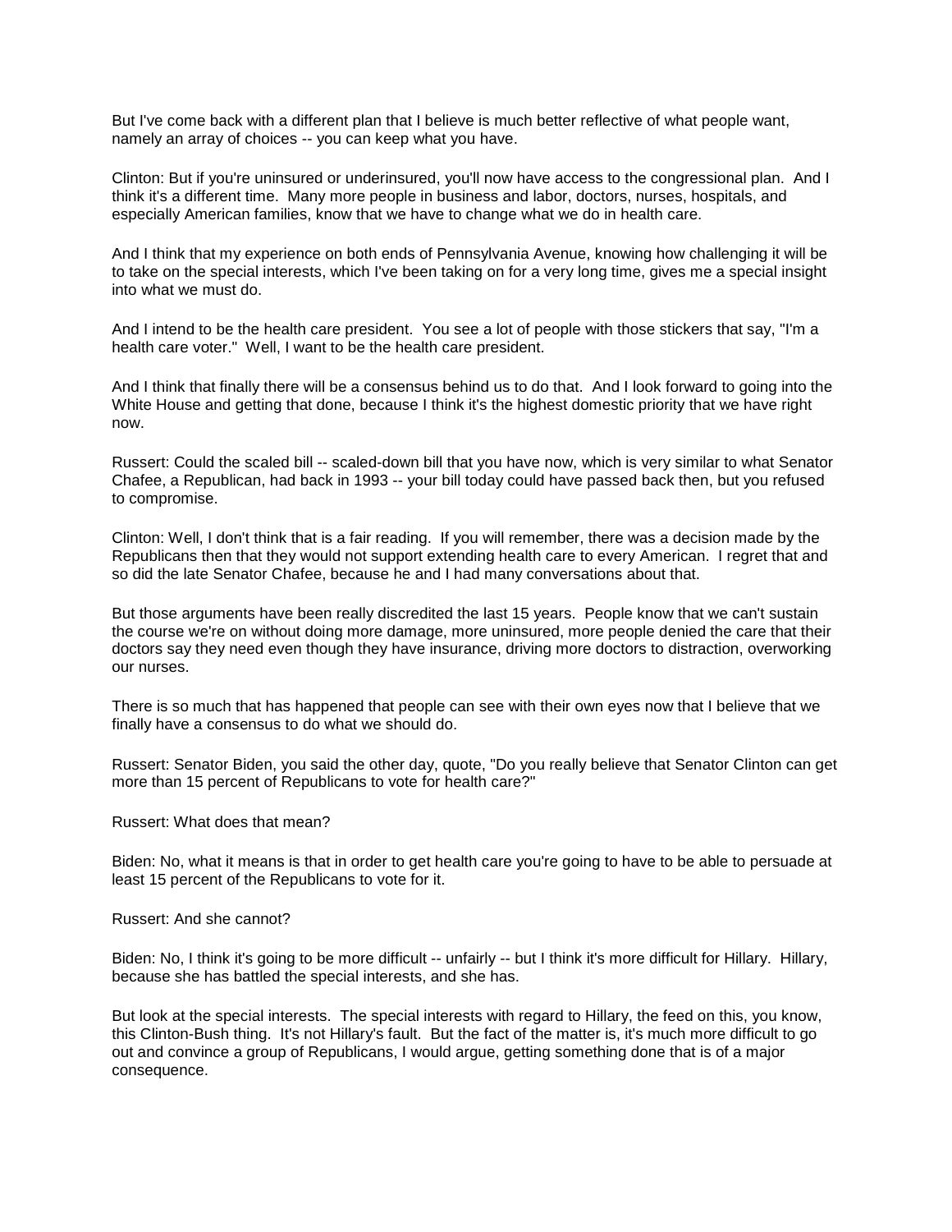But I've come back with a different plan that I believe is much better reflective of what people want, namely an array of choices -- you can keep what you have.

Clinton: But if you're uninsured or underinsured, you'll now have access to the congressional plan. And I think it's a different time. Many more people in business and labor, doctors, nurses, hospitals, and especially American families, know that we have to change what we do in health care.

And I think that my experience on both ends of Pennsylvania Avenue, knowing how challenging it will be to take on the special interests, which I've been taking on for a very long time, gives me a special insight into what we must do.

And I intend to be the health care president. You see a lot of people with those stickers that say, "I'm a health care voter." Well, I want to be the health care president.

And I think that finally there will be a consensus behind us to do that. And I look forward to going into the White House and getting that done, because I think it's the highest domestic priority that we have right now.

Russert: Could the scaled bill -- scaled-down bill that you have now, which is very similar to what Senator Chafee, a Republican, had back in 1993 -- your bill today could have passed back then, but you refused to compromise.

Clinton: Well, I don't think that is a fair reading. If you will remember, there was a decision made by the Republicans then that they would not support extending health care to every American. I regret that and so did the late Senator Chafee, because he and I had many conversations about that.

But those arguments have been really discredited the last 15 years. People know that we can't sustain the course we're on without doing more damage, more uninsured, more people denied the care that their doctors say they need even though they have insurance, driving more doctors to distraction, overworking our nurses.

There is so much that has happened that people can see with their own eyes now that I believe that we finally have a consensus to do what we should do.

Russert: Senator Biden, you said the other day, quote, "Do you really believe that Senator Clinton can get more than 15 percent of Republicans to vote for health care?"

Russert: What does that mean?

Biden: No, what it means is that in order to get health care you're going to have to be able to persuade at least 15 percent of the Republicans to vote for it.

Russert: And she cannot?

Biden: No, I think it's going to be more difficult -- unfairly -- but I think it's more difficult for Hillary. Hillary, because she has battled the special interests, and she has.

But look at the special interests. The special interests with regard to Hillary, the feed on this, you know, this Clinton-Bush thing. It's not Hillary's fault. But the fact of the matter is, it's much more difficult to go out and convince a group of Republicans, I would argue, getting something done that is of a major consequence.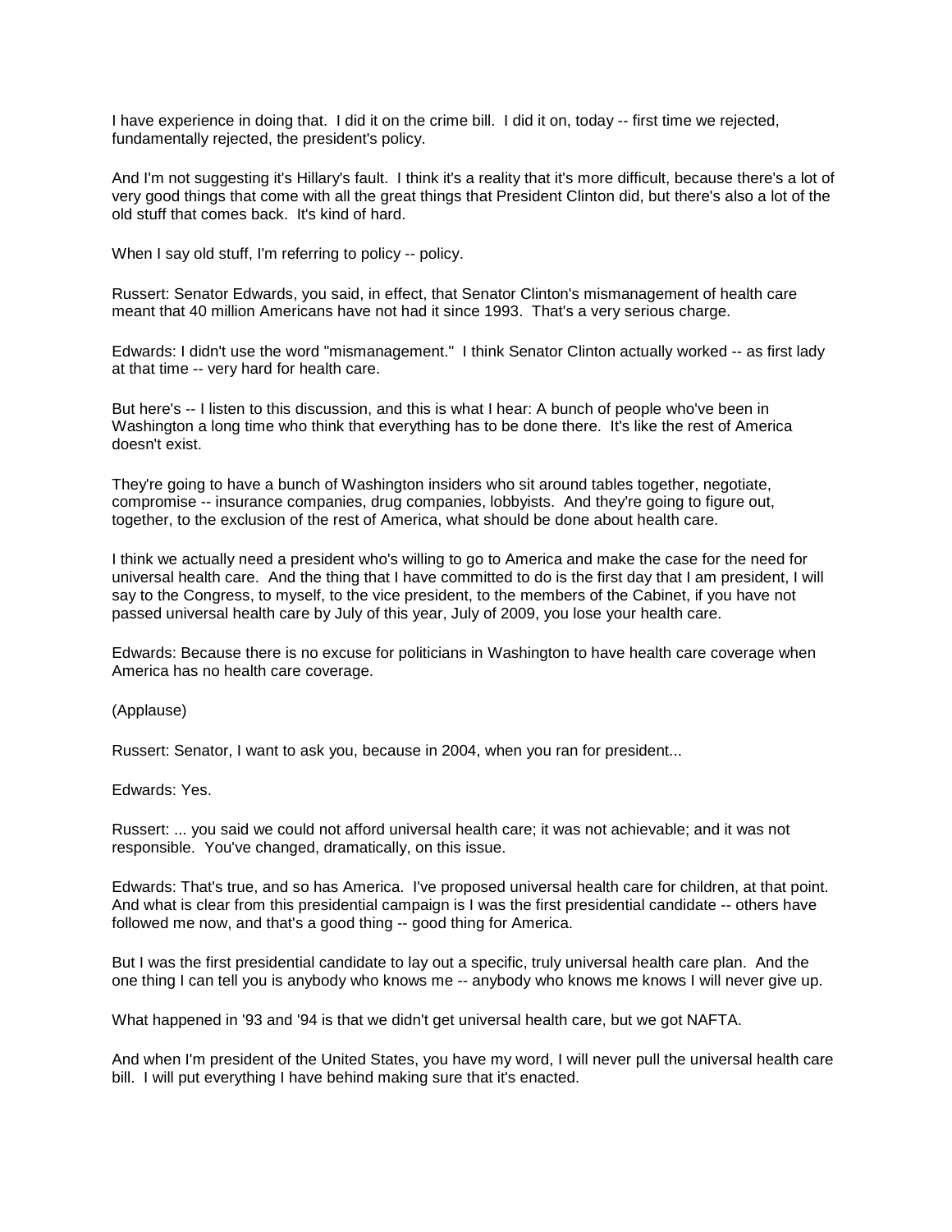I have experience in doing that. I did it on the crime bill. I did it on, today -- first time we rejected, fundamentally rejected, the president's policy.

And I'm not suggesting it's Hillary's fault. I think it's a reality that it's more difficult, because there's a lot of very good things that come with all the great things that President Clinton did, but there's also a lot of the old stuff that comes back. It's kind of hard.

When I say old stuff, I'm referring to policy -- policy.

Russert: Senator Edwards, you said, in effect, that Senator Clinton's mismanagement of health care meant that 40 million Americans have not had it since 1993. That's a very serious charge.

Edwards: I didn't use the word "mismanagement." I think Senator Clinton actually worked -- as first lady at that time -- very hard for health care.

But here's -- I listen to this discussion, and this is what I hear: A bunch of people who've been in Washington a long time who think that everything has to be done there. It's like the rest of America doesn't exist.

They're going to have a bunch of Washington insiders who sit around tables together, negotiate, compromise -- insurance companies, drug companies, lobbyists. And they're going to figure out, together, to the exclusion of the rest of America, what should be done about health care.

I think we actually need a president who's willing to go to America and make the case for the need for universal health care. And the thing that I have committed to do is the first day that I am president, I will say to the Congress, to myself, to the vice president, to the members of the Cabinet, if you have not passed universal health care by July of this year, July of 2009, you lose your health care.

Edwards: Because there is no excuse for politicians in Washington to have health care coverage when America has no health care coverage.

(Applause)

Russert: Senator, I want to ask you, because in 2004, when you ran for president...

Edwards: Yes.

Russert: ... you said we could not afford universal health care; it was not achievable; and it was not responsible. You've changed, dramatically, on this issue.

Edwards: That's true, and so has America. I've proposed universal health care for children, at that point. And what is clear from this presidential campaign is I was the first presidential candidate -- others have followed me now, and that's a good thing -- good thing for America.

But I was the first presidential candidate to lay out a specific, truly universal health care plan. And the one thing I can tell you is anybody who knows me -- anybody who knows me knows I will never give up.

What happened in '93 and '94 is that we didn't get universal health care, but we got NAFTA.

And when I'm president of the United States, you have my word, I will never pull the universal health care bill. I will put everything I have behind making sure that it's enacted.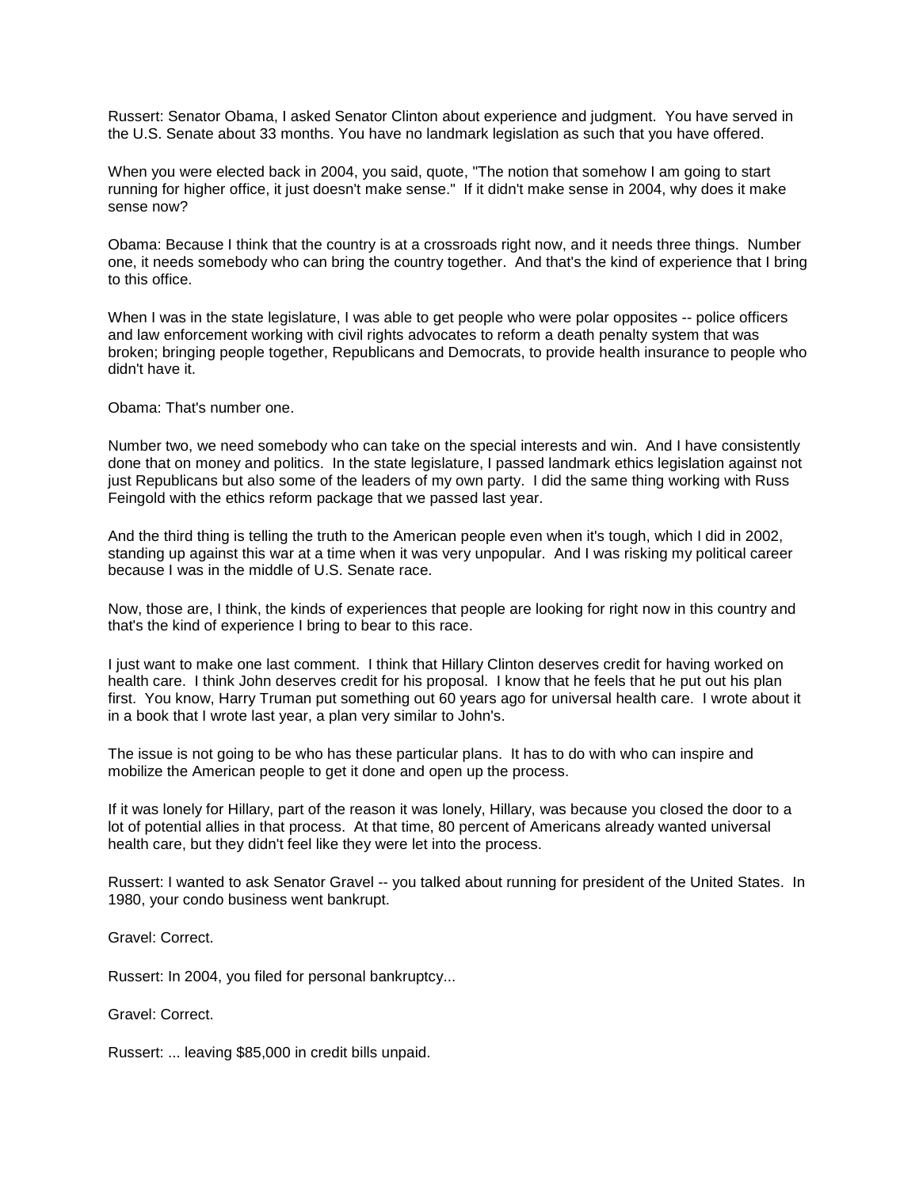Russert: Senator Obama, I asked Senator Clinton about experience and judgment. You have served in the U.S. Senate about 33 months. You have no landmark legislation as such that you have offered.

When you were elected back in 2004, you said, quote, "The notion that somehow I am going to start running for higher office, it just doesn't make sense." If it didn't make sense in 2004, why does it make sense now?

Obama: Because I think that the country is at a crossroads right now, and it needs three things. Number one, it needs somebody who can bring the country together. And that's the kind of experience that I bring to this office.

When I was in the state legislature, I was able to get people who were polar opposites -- police officers and law enforcement working with civil rights advocates to reform a death penalty system that was broken; bringing people together, Republicans and Democrats, to provide health insurance to people who didn't have it.

Obama: That's number one.

Number two, we need somebody who can take on the special interests and win. And I have consistently done that on money and politics. In the state legislature, I passed landmark ethics legislation against not just Republicans but also some of the leaders of my own party. I did the same thing working with Russ Feingold with the ethics reform package that we passed last year.

And the third thing is telling the truth to the American people even when it's tough, which I did in 2002, standing up against this war at a time when it was very unpopular. And I was risking my political career because I was in the middle of U.S. Senate race.

Now, those are, I think, the kinds of experiences that people are looking for right now in this country and that's the kind of experience I bring to bear to this race.

I just want to make one last comment. I think that Hillary Clinton deserves credit for having worked on health care. I think John deserves credit for his proposal. I know that he feels that he put out his plan first. You know, Harry Truman put something out 60 years ago for universal health care. I wrote about it in a book that I wrote last year, a plan very similar to John's.

The issue is not going to be who has these particular plans. It has to do with who can inspire and mobilize the American people to get it done and open up the process.

If it was lonely for Hillary, part of the reason it was lonely, Hillary, was because you closed the door to a lot of potential allies in that process. At that time, 80 percent of Americans already wanted universal health care, but they didn't feel like they were let into the process.

Russert: I wanted to ask Senator Gravel -- you talked about running for president of the United States. In 1980, your condo business went bankrupt.

Gravel: Correct.

Russert: In 2004, you filed for personal bankruptcy...

Gravel: Correct.

Russert: ... leaving $85,000 in credit bills unpaid.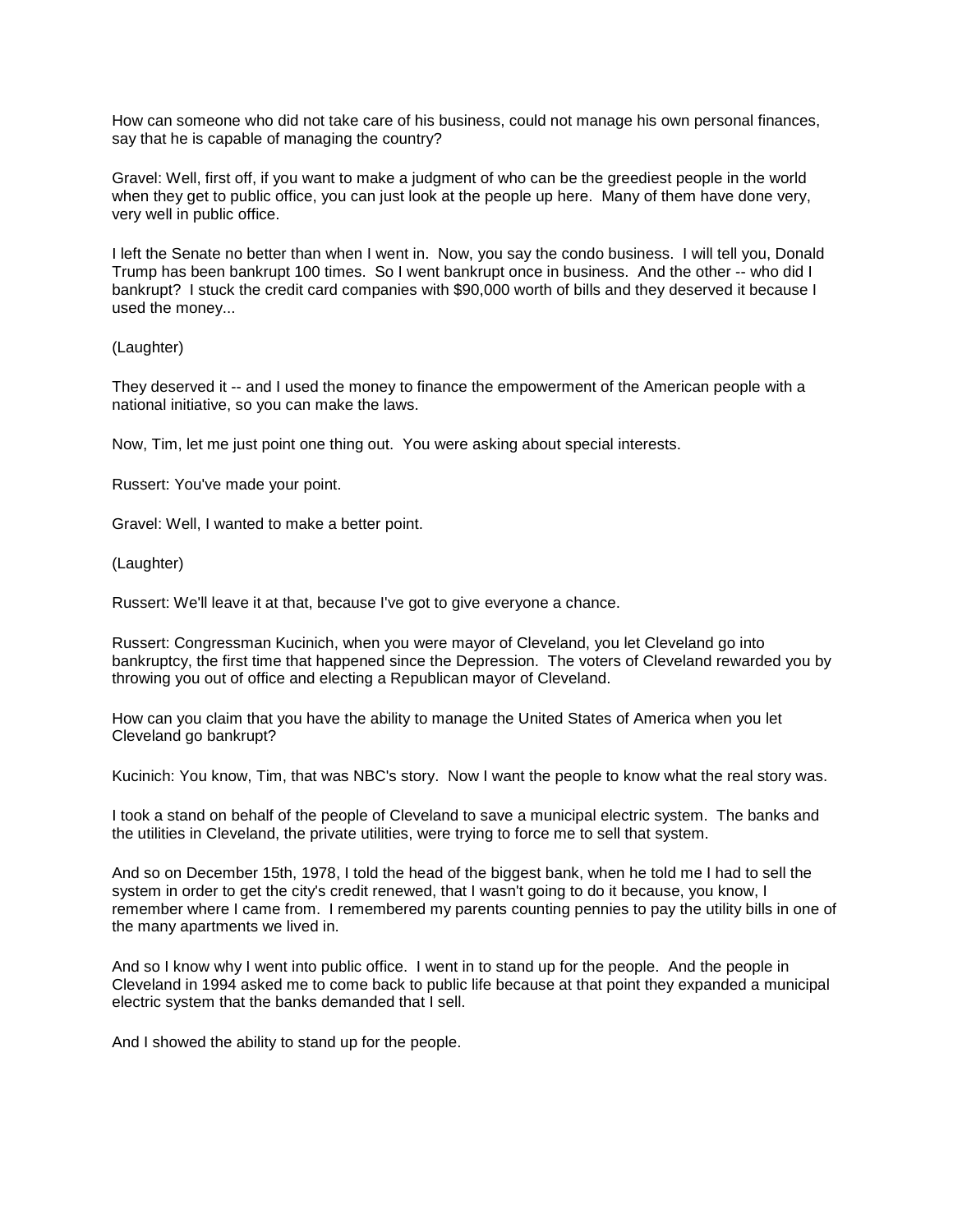How can someone who did not take care of his business, could not manage his own personal finances, say that he is capable of managing the country?

Gravel: Well, first off, if you want to make a judgment of who can be the greediest people in the world when they get to public office, you can just look at the people up here. Many of them have done very, very well in public office.

I left the Senate no better than when I went in. Now, you say the condo business. I will tell you, Donald Trump has been bankrupt 100 times. So I went bankrupt once in business. And the other -- who did I bankrupt? I stuck the credit card companies with $90,000 worth of bills and they deserved it because I used the money...

(Laughter)

They deserved it -- and I used the money to finance the empowerment of the American people with a national initiative, so you can make the laws.

Now, Tim, let me just point one thing out. You were asking about special interests.

Russert: You've made your point.

Gravel: Well, I wanted to make a better point.

(Laughter)

Russert: We'll leave it at that, because I've got to give everyone a chance.

Russert: Congressman Kucinich, when you were mayor of Cleveland, you let Cleveland go into bankruptcy, the first time that happened since the Depression. The voters of Cleveland rewarded you by throwing you out of office and electing a Republican mayor of Cleveland.

How can you claim that you have the ability to manage the United States of America when you let Cleveland go bankrupt?

Kucinich: You know, Tim, that was NBC's story. Now I want the people to know what the real story was.

I took a stand on behalf of the people of Cleveland to save a municipal electric system. The banks and the utilities in Cleveland, the private utilities, were trying to force me to sell that system.

And so on December 15th, 1978, I told the head of the biggest bank, when he told me I had to sell the system in order to get the city's credit renewed, that I wasn't going to do it because, you know, I remember where I came from. I remembered my parents counting pennies to pay the utility bills in one of the many apartments we lived in.

And so I know why I went into public office. I went in to stand up for the people. And the people in Cleveland in 1994 asked me to come back to public life because at that point they expanded a municipal electric system that the banks demanded that I sell.

And I showed the ability to stand up for the people.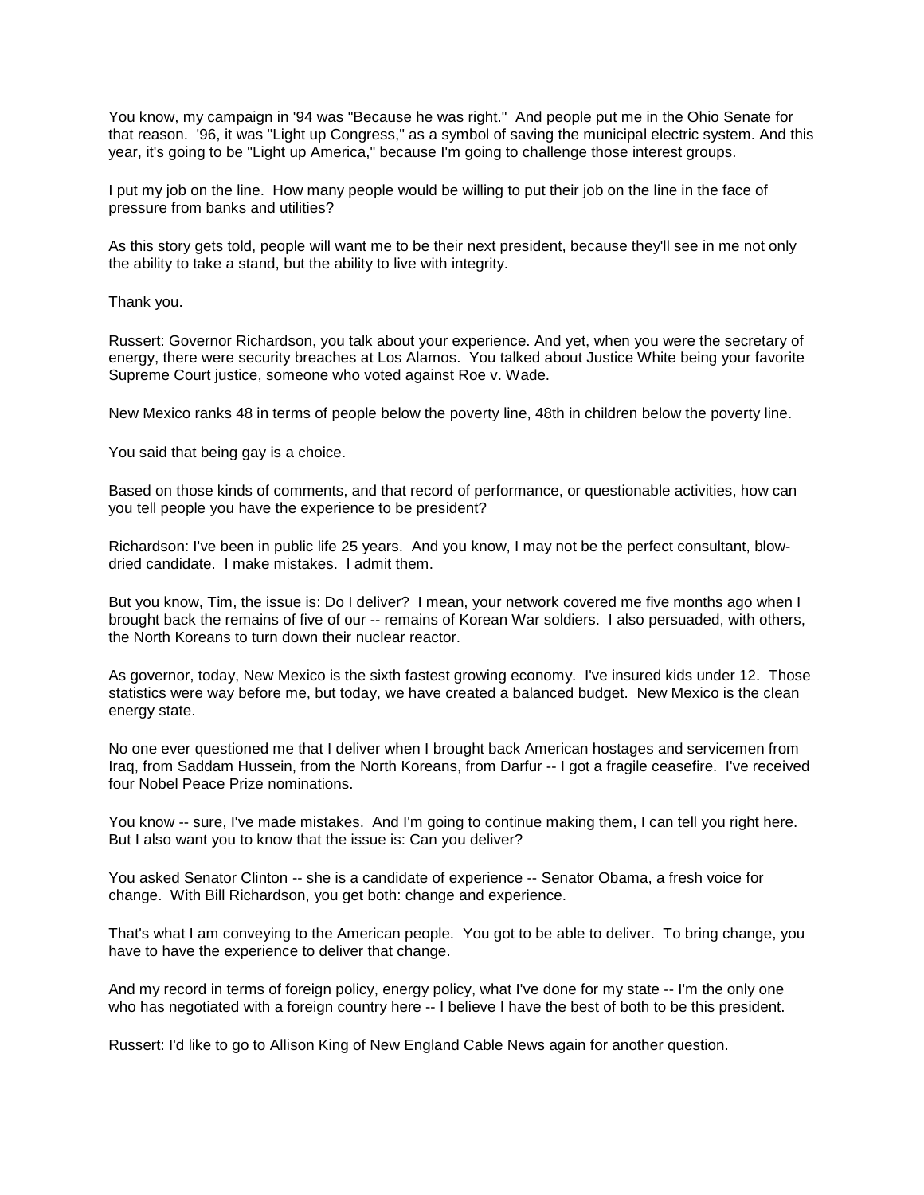You know, my campaign in '94 was "Because he was right." And people put me in the Ohio Senate for that reason. '96, it was "Light up Congress," as a symbol of saving the municipal electric system. And this year, it's going to be "Light up America," because I'm going to challenge those interest groups.

I put my job on the line. How many people would be willing to put their job on the line in the face of pressure from banks and utilities?

As this story gets told, people will want me to be their next president, because they'll see in me not only the ability to take a stand, but the ability to live with integrity.

Thank you.

Russert: Governor Richardson, you talk about your experience. And yet, when you were the secretary of energy, there were security breaches at Los Alamos. You talked about Justice White being your favorite Supreme Court justice, someone who voted against Roe v. Wade.

New Mexico ranks 48 in terms of people below the poverty line, 48th in children below the poverty line.

You said that being gay is a choice.

Based on those kinds of comments, and that record of performance, or questionable activities, how can you tell people you have the experience to be president?

Richardson: I've been in public life 25 years. And you know, I may not be the perfect consultant, blow-dried candidate. I make mistakes. I admit them.

But you know, Tim, the issue is: Do I deliver? I mean, your network covered me five months ago when I brought back the remains of five of our -- remains of Korean War soldiers. I also persuaded, with others, the North Koreans to turn down their nuclear reactor.

As governor, today, New Mexico is the sixth fastest growing economy. I've insured kids under 12. Those statistics were way before me, but today, we have created a balanced budget. New Mexico is the clean energy state.

No one ever questioned me that I deliver when I brought back American hostages and servicemen from Iraq, from Saddam Hussein, from the North Koreans, from Darfur -- I got a fragile ceasefire. I've received four Nobel Peace Prize nominations.

You know -- sure, I've made mistakes. And I'm going to continue making them, I can tell you right here. But I also want you to know that the issue is: Can you deliver?

You asked Senator Clinton -- she is a candidate of experience -- Senator Obama, a fresh voice for change. With Bill Richardson, you get both: change and experience.

That's what I am conveying to the American people. You got to be able to deliver. To bring change, you have to have the experience to deliver that change.

And my record in terms of foreign policy, energy policy, what I've done for my state -- I'm the only one who has negotiated with a foreign country here -- I believe I have the best of both to be this president.

Russert: I'd like to go to Allison King of New England Cable News again for another question.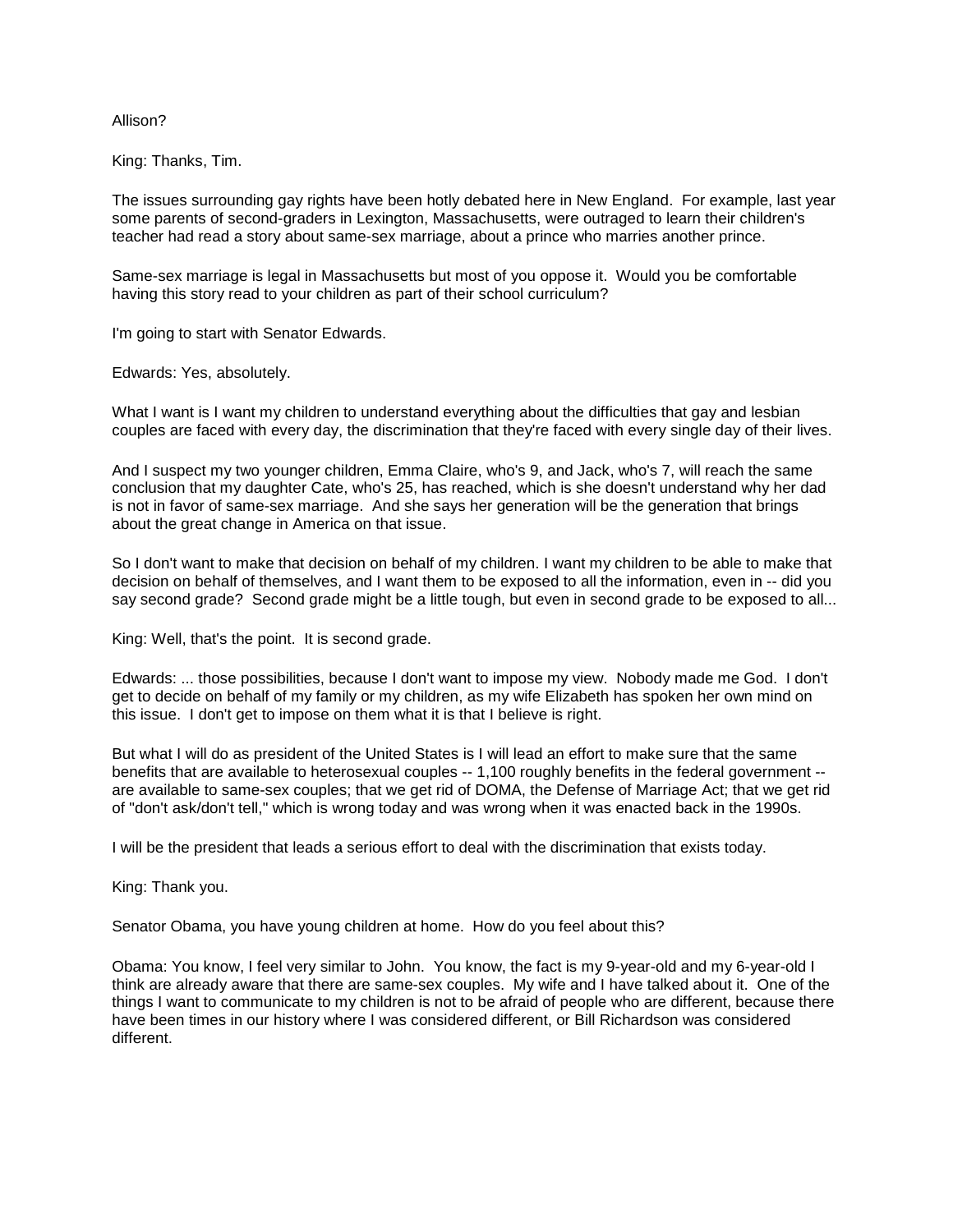Allison?

King: Thanks, Tim.

The issues surrounding gay rights have been hotly debated here in New England. For example, last year some parents of second-graders in Lexington, Massachusetts, were outraged to learn their children's teacher had read a story about same-sex marriage, about a prince who marries another prince.

Same-sex marriage is legal in Massachusetts but most of you oppose it. Would you be comfortable having this story read to your children as part of their school curriculum?

I'm going to start with Senator Edwards.

Edwards: Yes, absolutely.

What I want is I want my children to understand everything about the difficulties that gay and lesbian couples are faced with every day, the discrimination that they're faced with every single day of their lives.

And I suspect my two younger children, Emma Claire, who's 9, and Jack, who's 7, will reach the same conclusion that my daughter Cate, who's 25, has reached, which is she doesn't understand why her dad is not in favor of same-sex marriage. And she says her generation will be the generation that brings about the great change in America on that issue.

So I don't want to make that decision on behalf of my children. I want my children to be able to make that decision on behalf of themselves, and I want them to be exposed to all the information, even in -- did you say second grade? Second grade might be a little tough, but even in second grade to be exposed to all...

King: Well, that's the point. It is second grade.

Edwards: ... those possibilities, because I don't want to impose my view. Nobody made me God. I don't get to decide on behalf of my family or my children, as my wife Elizabeth has spoken her own mind on this issue. I don't get to impose on them what it is that I believe is right.

But what I will do as president of the United States is I will lead an effort to make sure that the same benefits that are available to heterosexual couples -- 1,100 roughly benefits in the federal government -- are available to same-sex couples; that we get rid of DOMA, the Defense of Marriage Act; that we get rid of "don't ask/don't tell," which is wrong today and was wrong when it was enacted back in the 1990s.

I will be the president that leads a serious effort to deal with the discrimination that exists today.

King: Thank you.

Senator Obama, you have young children at home. How do you feel about this?

Obama: You know, I feel very similar to John. You know, the fact is my 9-year-old and my 6-year-old I think are already aware that there are same-sex couples. My wife and I have talked about it. One of the things I want to communicate to my children is not to be afraid of people who are different, because there have been times in our history where I was considered different, or Bill Richardson was considered different.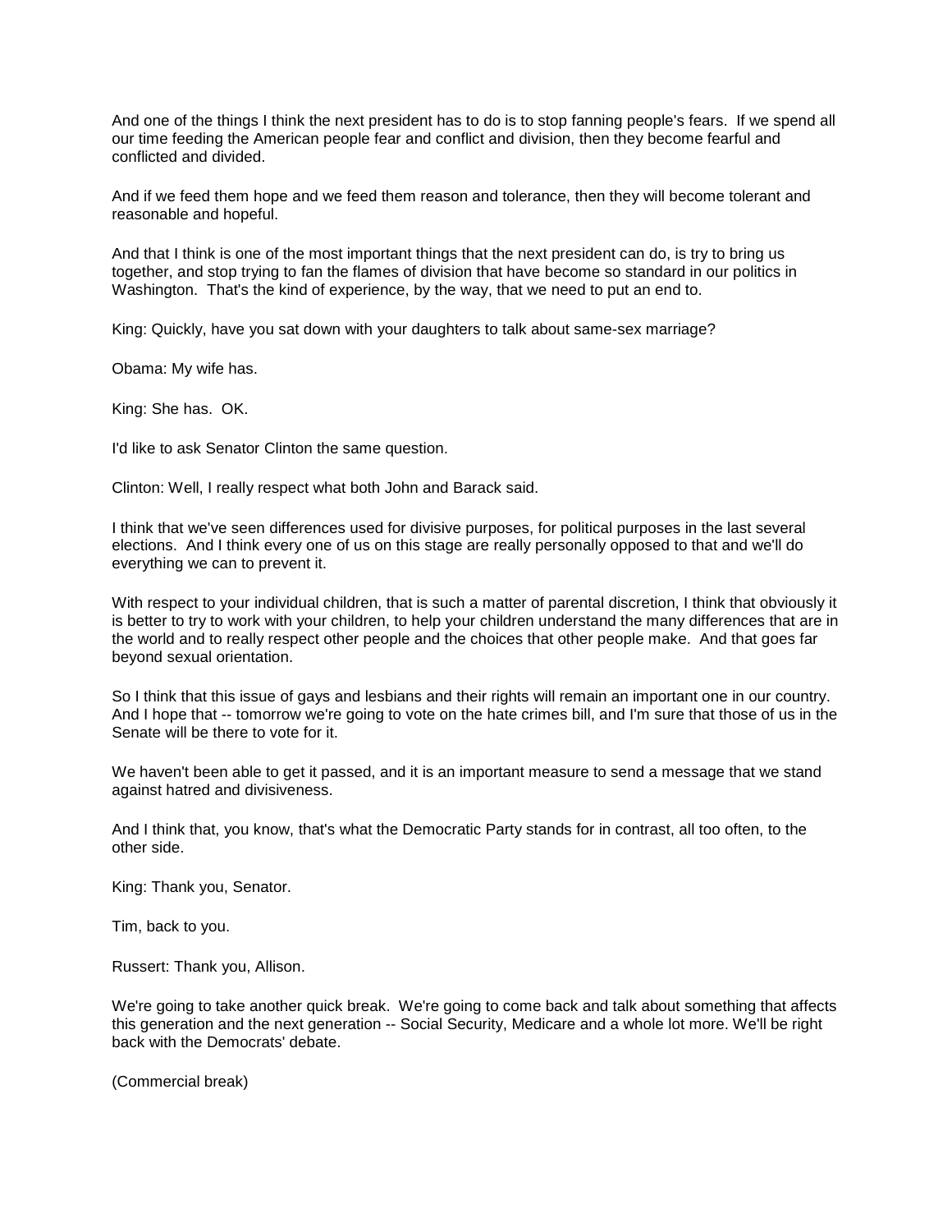And one of the things I think the next president has to do is to stop fanning people's fears. If we spend all our time feeding the American people fear and conflict and division, then they become fearful and conflicted and divided.

And if we feed them hope and we feed them reason and tolerance, then they will become tolerant and reasonable and hopeful.

And that I think is one of the most important things that the next president can do, is try to bring us together, and stop trying to fan the flames of division that have become so standard in our politics in Washington. That's the kind of experience, by the way, that we need to put an end to.

King: Quickly, have you sat down with your daughters to talk about same-sex marriage?

Obama: My wife has.

King: She has. OK.

I'd like to ask Senator Clinton the same question.

Clinton: Well, I really respect what both John and Barack said.

I think that we've seen differences used for divisive purposes, for political purposes in the last several elections. And I think every one of us on this stage are really personally opposed to that and we'll do everything we can to prevent it.

With respect to your individual children, that is such a matter of parental discretion, I think that obviously it is better to try to work with your children, to help your children understand the many differences that are in the world and to really respect other people and the choices that other people make. And that goes far beyond sexual orientation.

So I think that this issue of gays and lesbians and their rights will remain an important one in our country. And I hope that -- tomorrow we're going to vote on the hate crimes bill, and I'm sure that those of us in the Senate will be there to vote for it.

We haven't been able to get it passed, and it is an important measure to send a message that we stand against hatred and divisiveness.

And I think that, you know, that's what the Democratic Party stands for in contrast, all too often, to the other side.

King: Thank you, Senator.

Tim, back to you.

Russert: Thank you, Allison.

We're going to take another quick break. We're going to come back and talk about something that affects this generation and the next generation -- Social Security, Medicare and a whole lot more. We'll be right back with the Democrats' debate.

(Commercial break)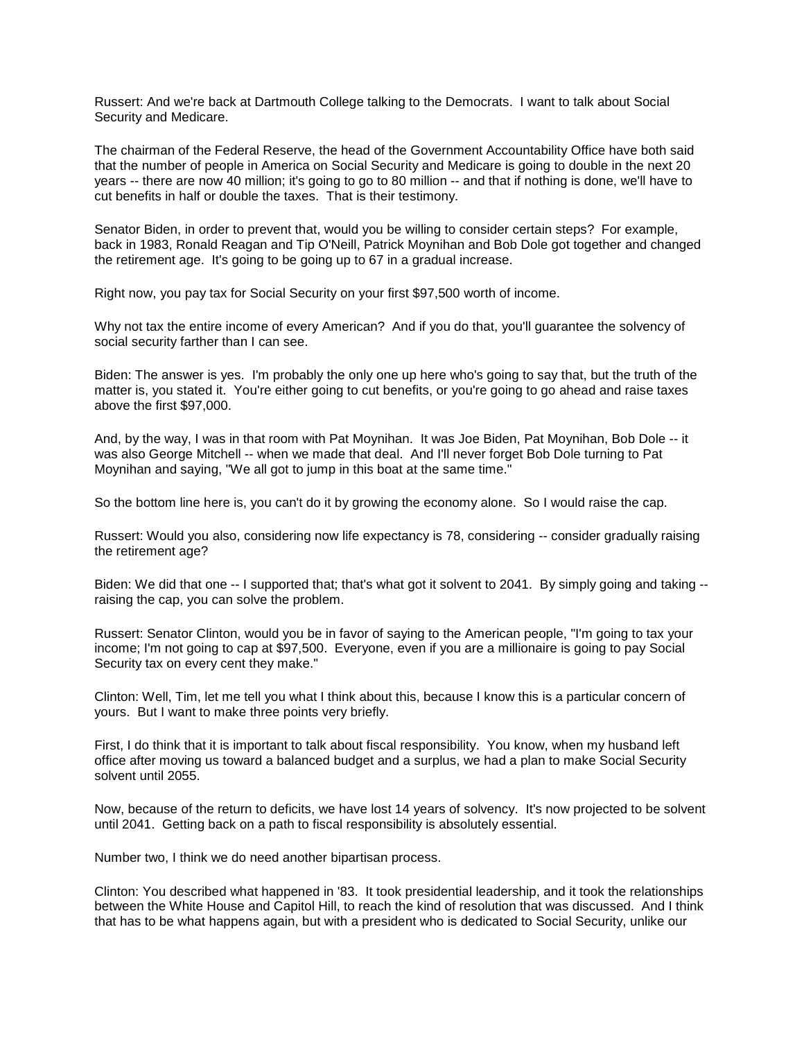Russert: And we're back at Dartmouth College talking to the Democrats. I want to talk about Social Security and Medicare.

The chairman of the Federal Reserve, the head of the Government Accountability Office have both said that the number of people in America on Social Security and Medicare is going to double in the next 20 years -- there are now 40 million; it's going to go to 80 million -- and that if nothing is done, we'll have to cut benefits in half or double the taxes. That is their testimony.

Senator Biden, in order to prevent that, would you be willing to consider certain steps? For example, back in 1983, Ronald Reagan and Tip O'Neill, Patrick Moynihan and Bob Dole got together and changed the retirement age. It's going to be going up to 67 in a gradual increase.

Right now, you pay tax for Social Security on your first $97,500 worth of income.

Why not tax the entire income of every American? And if you do that, you'll guarantee the solvency of social security farther than I can see.

Biden: The answer is yes. I'm probably the only one up here who's going to say that, but the truth of the matter is, you stated it. You're either going to cut benefits, or you're going to go ahead and raise taxes above the first $97,000.

And, by the way, I was in that room with Pat Moynihan. It was Joe Biden, Pat Moynihan, Bob Dole -- it was also George Mitchell -- when we made that deal. And I'll never forget Bob Dole turning to Pat Moynihan and saying, "We all got to jump in this boat at the same time."

So the bottom line here is, you can't do it by growing the economy alone. So I would raise the cap.

Russert: Would you also, considering now life expectancy is 78, considering -- consider gradually raising the retirement age?

Biden: We did that one -- I supported that; that's what got it solvent to 2041. By simply going and taking -- raising the cap, you can solve the problem.

Russert: Senator Clinton, would you be in favor of saying to the American people, "I'm going to tax your income; I'm not going to cap at $97,500. Everyone, even if you are a millionaire is going to pay Social Security tax on every cent they make."

Clinton: Well, Tim, let me tell you what I think about this, because I know this is a particular concern of yours. But I want to make three points very briefly.

First, I do think that it is important to talk about fiscal responsibility. You know, when my husband left office after moving us toward a balanced budget and a surplus, we had a plan to make Social Security solvent until 2055.

Now, because of the return to deficits, we have lost 14 years of solvency. It's now projected to be solvent until 2041. Getting back on a path to fiscal responsibility is absolutely essential.

Number two, I think we do need another bipartisan process.

Clinton: You described what happened in '83. It took presidential leadership, and it took the relationships between the White House and Capitol Hill, to reach the kind of resolution that was discussed. And I think that has to be what happens again, but with a president who is dedicated to Social Security, unlike our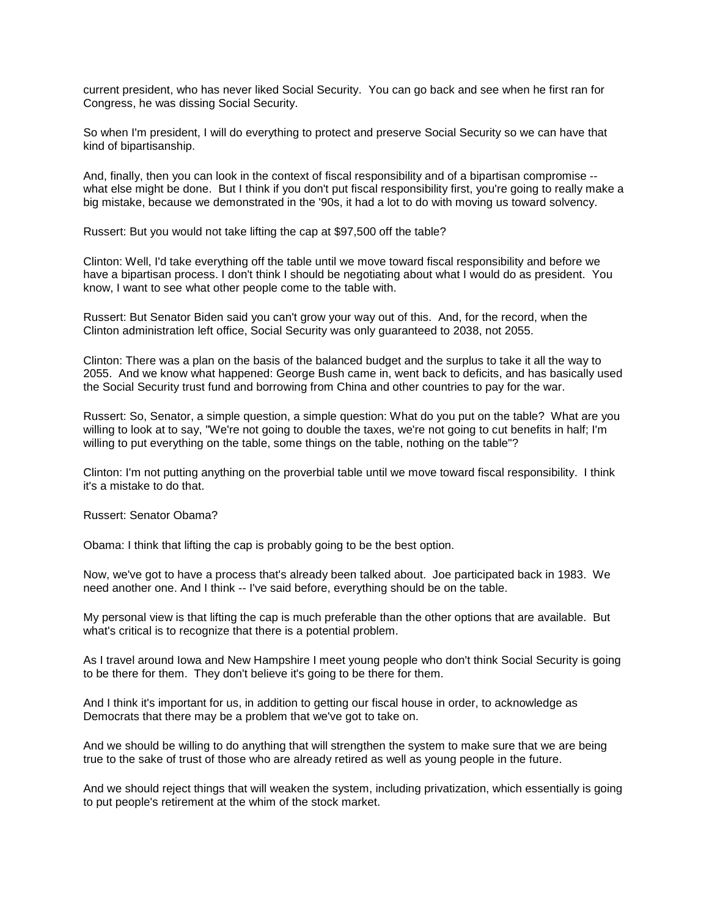current president, who has never liked Social Security.  You can go back and see when he first ran for Congress, he was dissing Social Security.

So when I'm president, I will do everything to protect and preserve Social Security so we can have that kind of bipartisanship.

And, finally, then you can look in the context of fiscal responsibility and of a bipartisan compromise -- what else might be done.  But I think if you don't put fiscal responsibility first, you're going to really make a big mistake, because we demonstrated in the '90s, it had a lot to do with moving us toward solvency.

Russert: But you would not take lifting the cap at $97,500 off the table?

Clinton: Well, I'd take everything off the table until we move toward fiscal responsibility and before we have a bipartisan process. I don't think I should be negotiating about what I would do as president.  You know, I want to see what other people come to the table with.

Russert: But Senator Biden said you can't grow your way out of this.  And, for the record, when the Clinton administration left office, Social Security was only guaranteed to 2038, not 2055.

Clinton: There was a plan on the basis of the balanced budget and the surplus to take it all the way to 2055.  And we know what happened: George Bush came in, went back to deficits, and has basically used the Social Security trust fund and borrowing from China and other countries to pay for the war.

Russert: So, Senator, a simple question, a simple question: What do you put on the table?  What are you willing to look at to say, "We're not going to double the taxes, we're not going to cut benefits in half; I'm willing to put everything on the table, some things on the table, nothing on the table"?

Clinton: I'm not putting anything on the proverbial table until we move toward fiscal responsibility.  I think it's a mistake to do that.

Russert: Senator Obama?

Obama: I think that lifting the cap is probably going to be the best option.

Now, we've got to have a process that's already been talked about.  Joe participated back in 1983.  We need another one. And I think -- I've said before, everything should be on the table.

My personal view is that lifting the cap is much preferable than the other options that are available.  But what's critical is to recognize that there is a potential problem.

As I travel around Iowa and New Hampshire I meet young people who don't think Social Security is going to be there for them.  They don't believe it's going to be there for them.

And I think it's important for us, in addition to getting our fiscal house in order, to acknowledge as Democrats that there may be a problem that we've got to take on.

And we should be willing to do anything that will strengthen the system to make sure that we are being true to the sake of trust of those who are already retired as well as young people in the future.

And we should reject things that will weaken the system, including privatization, which essentially is going to put people's retirement at the whim of the stock market.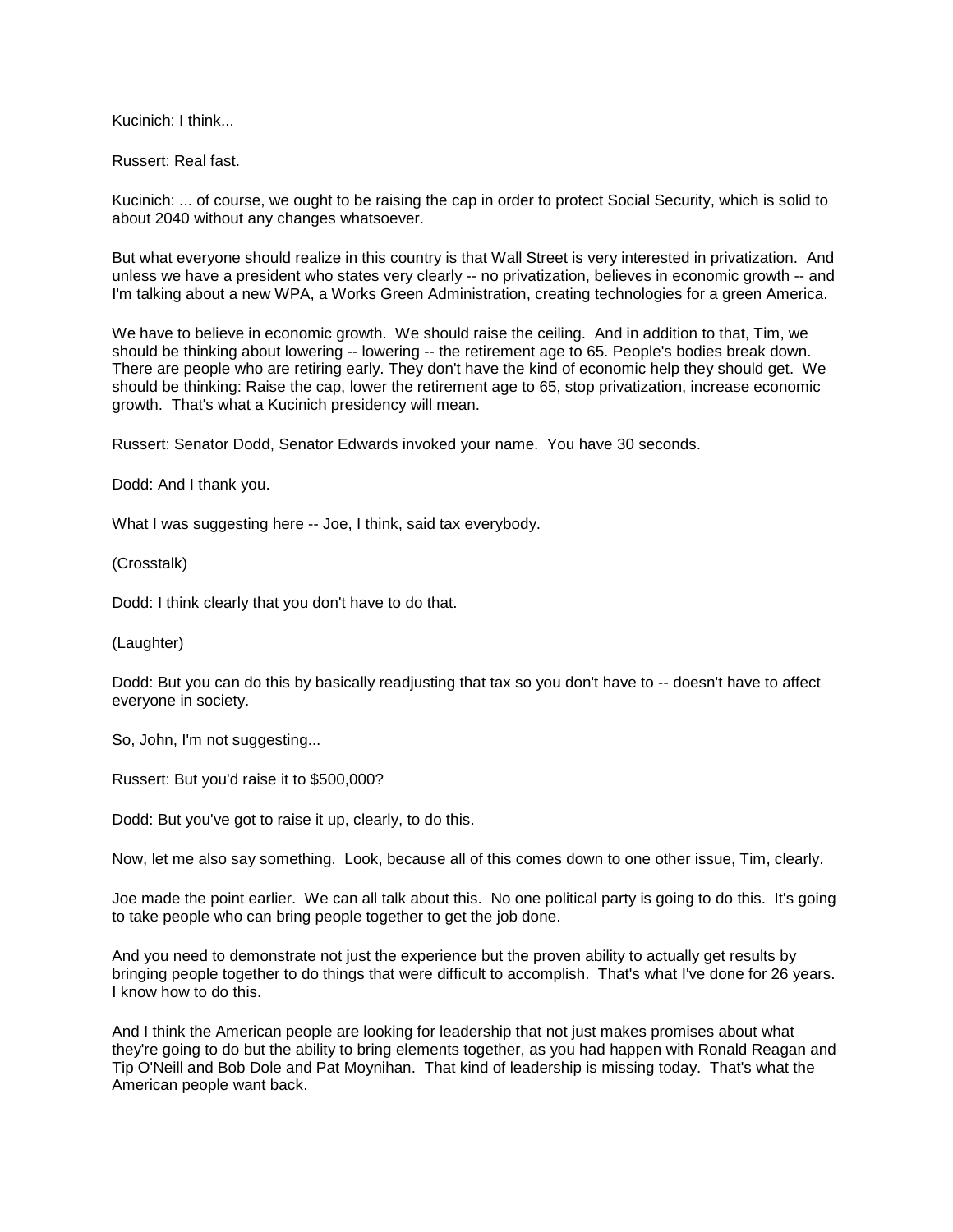Kucinich: I think...

Russert: Real fast.

Kucinich: ... of course, we ought to be raising the cap in order to protect Social Security, which is solid to about 2040 without any changes whatsoever.

But what everyone should realize in this country is that Wall Street is very interested in privatization. And unless we have a president who states very clearly -- no privatization, believes in economic growth -- and I'm talking about a new WPA, a Works Green Administration, creating technologies for a green America.

We have to believe in economic growth. We should raise the ceiling. And in addition to that, Tim, we should be thinking about lowering -- lowering -- the retirement age to 65. People's bodies break down. There are people who are retiring early. They don't have the kind of economic help they should get. We should be thinking: Raise the cap, lower the retirement age to 65, stop privatization, increase economic growth. That's what a Kucinich presidency will mean.

Russert: Senator Dodd, Senator Edwards invoked your name. You have 30 seconds.

Dodd: And I thank you.

What I was suggesting here -- Joe, I think, said tax everybody.

(Crosstalk)

Dodd: I think clearly that you don't have to do that.

(Laughter)

Dodd: But you can do this by basically readjusting that tax so you don't have to -- doesn't have to affect everyone in society.

So, John, I'm not suggesting...

Russert: But you'd raise it to $500,000?

Dodd: But you've got to raise it up, clearly, to do this.

Now, let me also say something. Look, because all of this comes down to one other issue, Tim, clearly.

Joe made the point earlier. We can all talk about this. No one political party is going to do this. It's going to take people who can bring people together to get the job done.

And you need to demonstrate not just the experience but the proven ability to actually get results by bringing people together to do things that were difficult to accomplish. That's what I've done for 26 years. I know how to do this.

And I think the American people are looking for leadership that not just makes promises about what they're going to do but the ability to bring elements together, as you had happen with Ronald Reagan and Tip O'Neill and Bob Dole and Pat Moynihan. That kind of leadership is missing today. That's what the American people want back.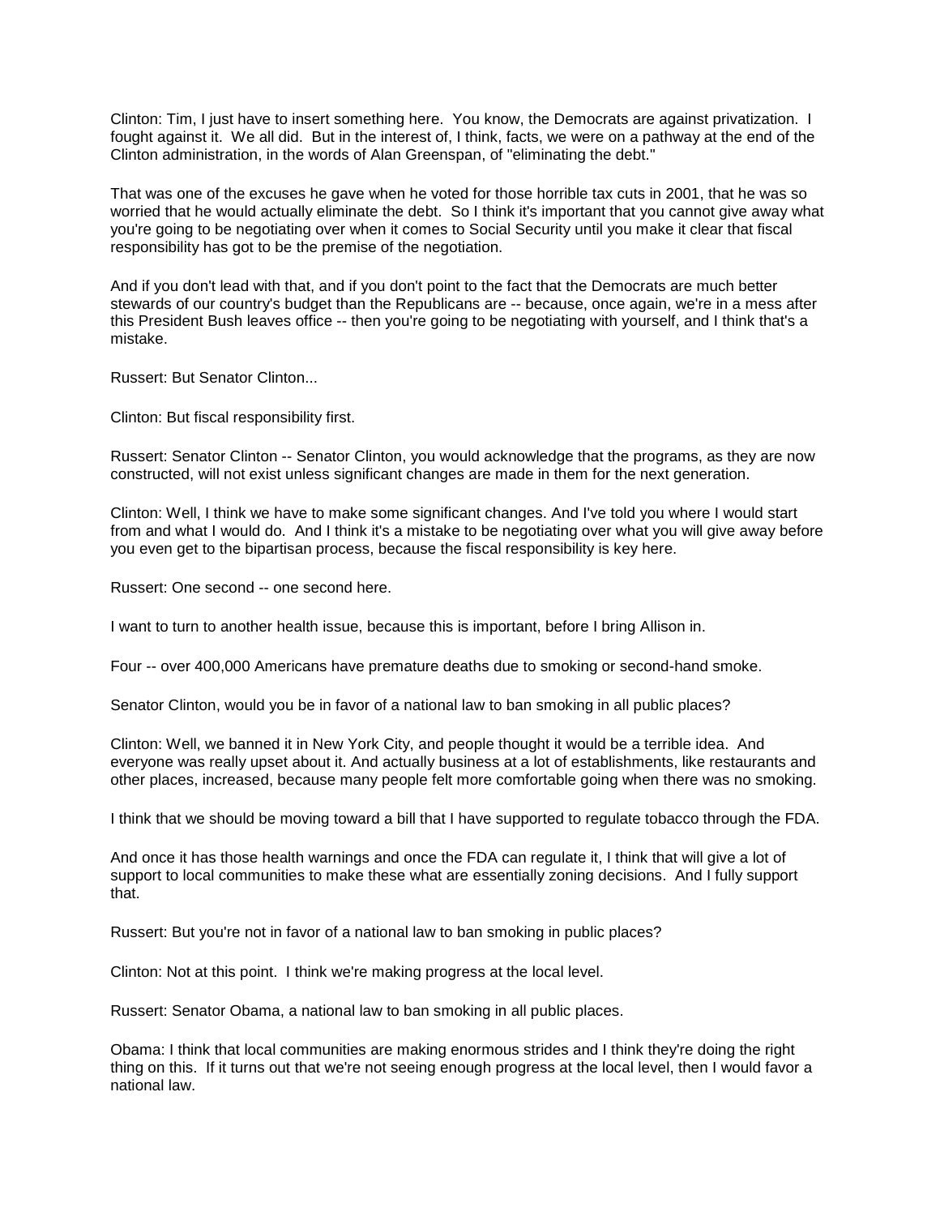Clinton: Tim, I just have to insert something here. You know, the Democrats are against privatization. I fought against it. We all did. But in the interest of, I think, facts, we were on a pathway at the end of the Clinton administration, in the words of Alan Greenspan, of "eliminating the debt."

That was one of the excuses he gave when he voted for those horrible tax cuts in 2001, that he was so worried that he would actually eliminate the debt. So I think it's important that you cannot give away what you're going to be negotiating over when it comes to Social Security until you make it clear that fiscal responsibility has got to be the premise of the negotiation.

And if you don't lead with that, and if you don't point to the fact that the Democrats are much better stewards of our country's budget than the Republicans are -- because, once again, we're in a mess after this President Bush leaves office -- then you're going to be negotiating with yourself, and I think that's a mistake.

Russert: But Senator Clinton...

Clinton: But fiscal responsibility first.

Russert: Senator Clinton -- Senator Clinton, you would acknowledge that the programs, as they are now constructed, will not exist unless significant changes are made in them for the next generation.

Clinton: Well, I think we have to make some significant changes. And I've told you where I would start from and what I would do. And I think it's a mistake to be negotiating over what you will give away before you even get to the bipartisan process, because the fiscal responsibility is key here.

Russert: One second -- one second here.

I want to turn to another health issue, because this is important, before I bring Allison in.

Four -- over 400,000 Americans have premature deaths due to smoking or second-hand smoke.

Senator Clinton, would you be in favor of a national law to ban smoking in all public places?

Clinton: Well, we banned it in New York City, and people thought it would be a terrible idea. And everyone was really upset about it. And actually business at a lot of establishments, like restaurants and other places, increased, because many people felt more comfortable going when there was no smoking.

I think that we should be moving toward a bill that I have supported to regulate tobacco through the FDA.

And once it has those health warnings and once the FDA can regulate it, I think that will give a lot of support to local communities to make these what are essentially zoning decisions. And I fully support that.

Russert: But you're not in favor of a national law to ban smoking in public places?

Clinton: Not at this point. I think we're making progress at the local level.

Russert: Senator Obama, a national law to ban smoking in all public places.

Obama: I think that local communities are making enormous strides and I think they're doing the right thing on this. If it turns out that we're not seeing enough progress at the local level, then I would favor a national law.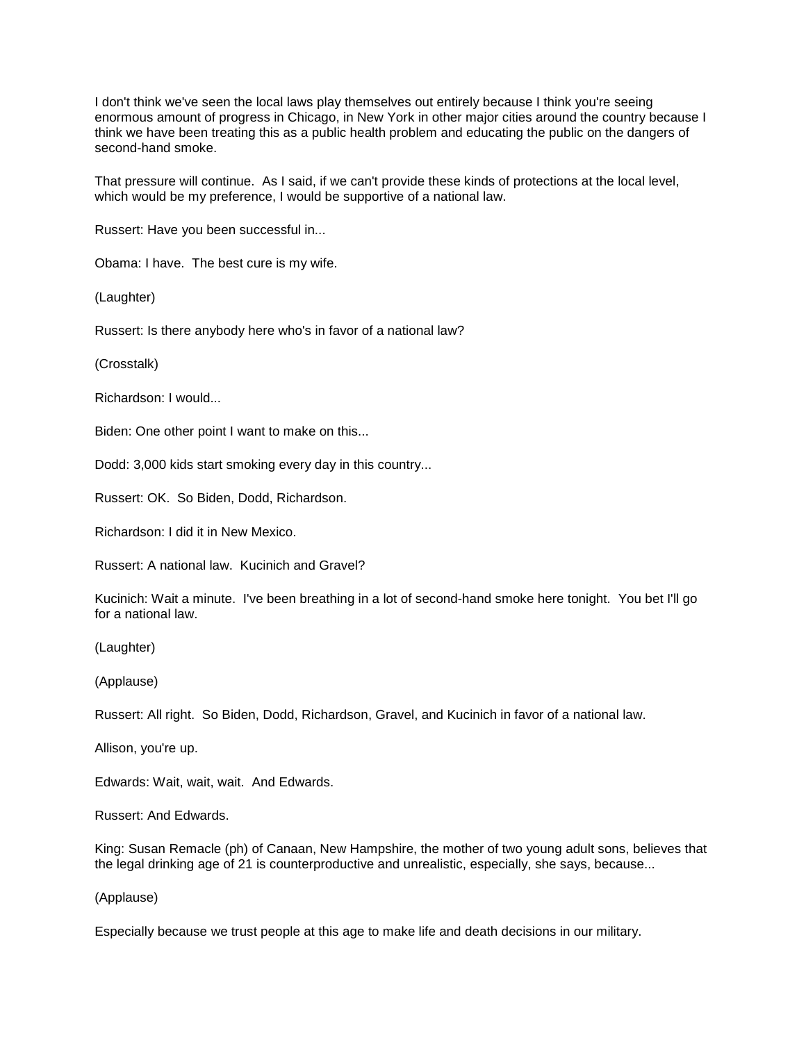I don't think we've seen the local laws play themselves out entirely because I think you're seeing enormous amount of progress in Chicago, in New York in other major cities around the country because I think we have been treating this as a public health problem and educating the public on the dangers of second-hand smoke.

That pressure will continue. As I said, if we can't provide these kinds of protections at the local level, which would be my preference, I would be supportive of a national law.

Russert: Have you been successful in...

Obama: I have. The best cure is my wife.

(Laughter)

Russert: Is there anybody here who's in favor of a national law?

(Crosstalk)

Richardson: I would...

Biden: One other point I want to make on this...

Dodd: 3,000 kids start smoking every day in this country...

Russert: OK. So Biden, Dodd, Richardson.

Richardson: I did it in New Mexico.

Russert: A national law. Kucinich and Gravel?

Kucinich: Wait a minute. I've been breathing in a lot of second-hand smoke here tonight. You bet I'll go for a national law.

(Laughter)

(Applause)

Russert: All right. So Biden, Dodd, Richardson, Gravel, and Kucinich in favor of a national law.

Allison, you're up.

Edwards: Wait, wait, wait. And Edwards.

Russert: And Edwards.

King: Susan Remacle (ph) of Canaan, New Hampshire, the mother of two young adult sons, believes that the legal drinking age of 21 is counterproductive and unrealistic, especially, she says, because...

(Applause)

Especially because we trust people at this age to make life and death decisions in our military.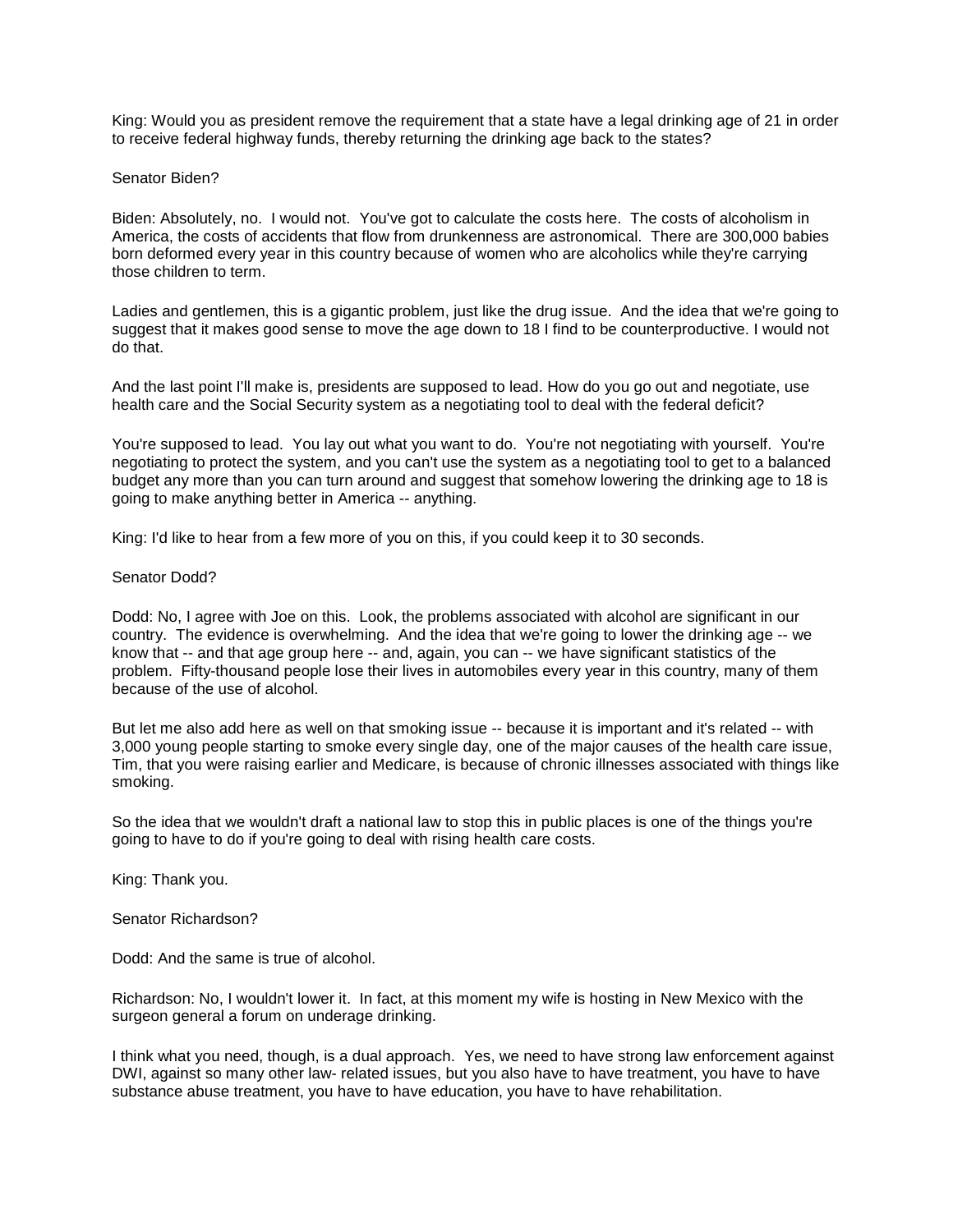King: Would you as president remove the requirement that a state have a legal drinking age of 21 in order to receive federal highway funds, thereby returning the drinking age back to the states?

Senator Biden?

Biden: Absolutely, no. I would not. You've got to calculate the costs here. The costs of alcoholism in America, the costs of accidents that flow from drunkenness are astronomical. There are 300,000 babies born deformed every year in this country because of women who are alcoholics while they're carrying those children to term.

Ladies and gentlemen, this is a gigantic problem, just like the drug issue. And the idea that we're going to suggest that it makes good sense to move the age down to 18 I find to be counterproductive. I would not do that.

And the last point I'll make is, presidents are supposed to lead. How do you go out and negotiate, use health care and the Social Security system as a negotiating tool to deal with the federal deficit?

You're supposed to lead. You lay out what you want to do. You're not negotiating with yourself. You're negotiating to protect the system, and you can't use the system as a negotiating tool to get to a balanced budget any more than you can turn around and suggest that somehow lowering the drinking age to 18 is going to make anything better in America -- anything.

King: I'd like to hear from a few more of you on this, if you could keep it to 30 seconds.

Senator Dodd?

Dodd: No, I agree with Joe on this. Look, the problems associated with alcohol are significant in our country. The evidence is overwhelming. And the idea that we're going to lower the drinking age -- we know that -- and that age group here -- and, again, you can -- we have significant statistics of the problem. Fifty-thousand people lose their lives in automobiles every year in this country, many of them because of the use of alcohol.

But let me also add here as well on that smoking issue -- because it is important and it's related -- with 3,000 young people starting to smoke every single day, one of the major causes of the health care issue, Tim, that you were raising earlier and Medicare, is because of chronic illnesses associated with things like smoking.

So the idea that we wouldn't draft a national law to stop this in public places is one of the things you're going to have to do if you're going to deal with rising health care costs.

King: Thank you.

Senator Richardson?

Dodd: And the same is true of alcohol.

Richardson: No, I wouldn't lower it. In fact, at this moment my wife is hosting in New Mexico with the surgeon general a forum on underage drinking.

I think what you need, though, is a dual approach. Yes, we need to have strong law enforcement against DWI, against so many other law- related issues, but you also have to have treatment, you have to have substance abuse treatment, you have to have education, you have to have rehabilitation.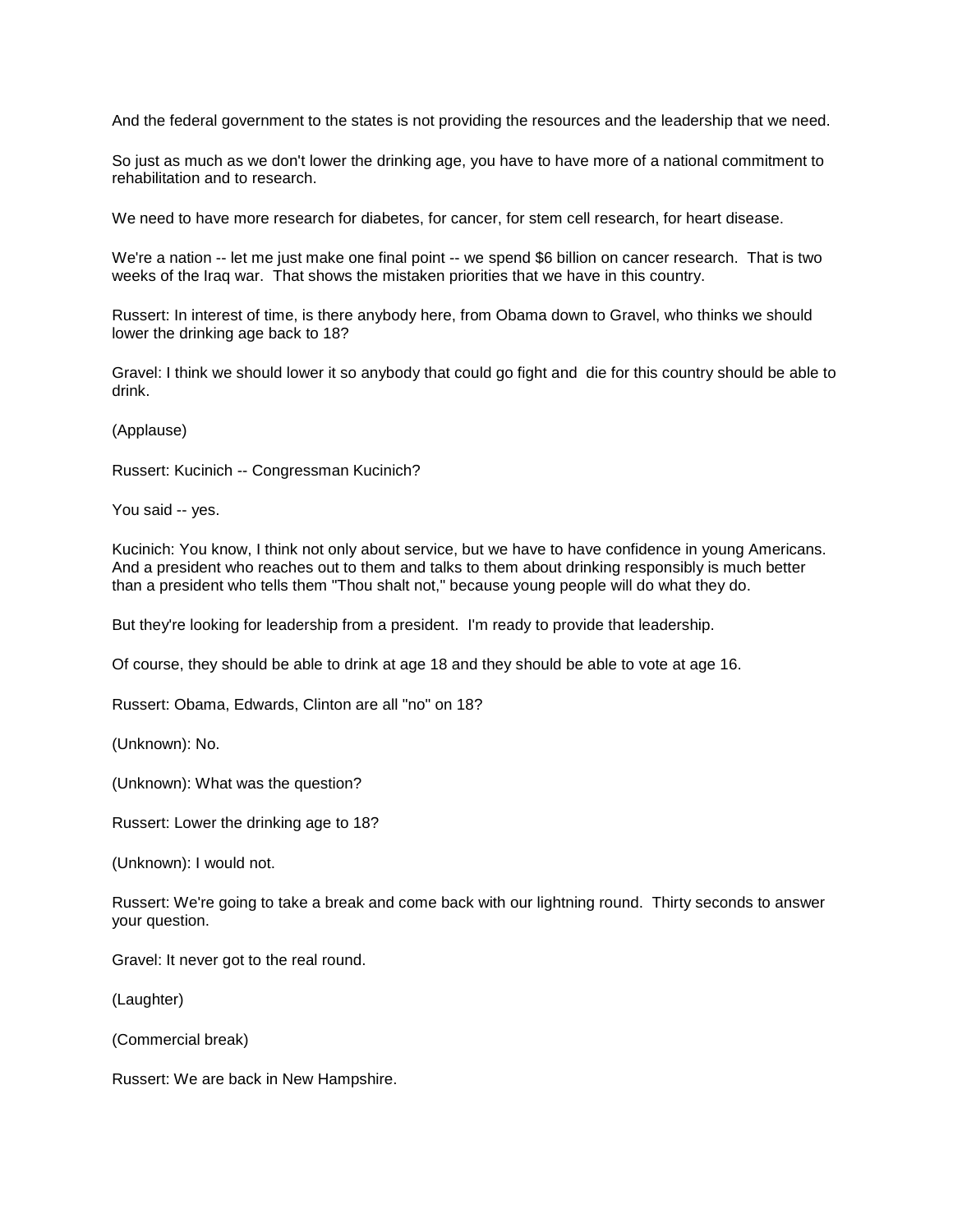And the federal government to the states is not providing the resources and the leadership that we need.

So just as much as we don't lower the drinking age, you have to have more of a national commitment to rehabilitation and to research.

We need to have more research for diabetes, for cancer, for stem cell research, for heart disease.

We're a nation -- let me just make one final point -- we spend $6 billion on cancer research. That is two weeks of the Iraq war. That shows the mistaken priorities that we have in this country.

Russert: In interest of time, is there anybody here, from Obama down to Gravel, who thinks we should lower the drinking age back to 18?

Gravel: I think we should lower it so anybody that could go fight and die for this country should be able to drink.

(Applause)

Russert: Kucinich -- Congressman Kucinich?

You said -- yes.

Kucinich: You know, I think not only about service, but we have to have confidence in young Americans. And a president who reaches out to them and talks to them about drinking responsibly is much better than a president who tells them "Thou shalt not," because young people will do what they do.

But they're looking for leadership from a president. I'm ready to provide that leadership.

Of course, they should be able to drink at age 18 and they should be able to vote at age 16.

Russert: Obama, Edwards, Clinton are all "no" on 18?

(Unknown): No.

(Unknown): What was the question?

Russert: Lower the drinking age to 18?

(Unknown): I would not.

Russert: We're going to take a break and come back with our lightning round. Thirty seconds to answer your question.

Gravel: It never got to the real round.

(Laughter)

(Commercial break)

Russert: We are back in New Hampshire.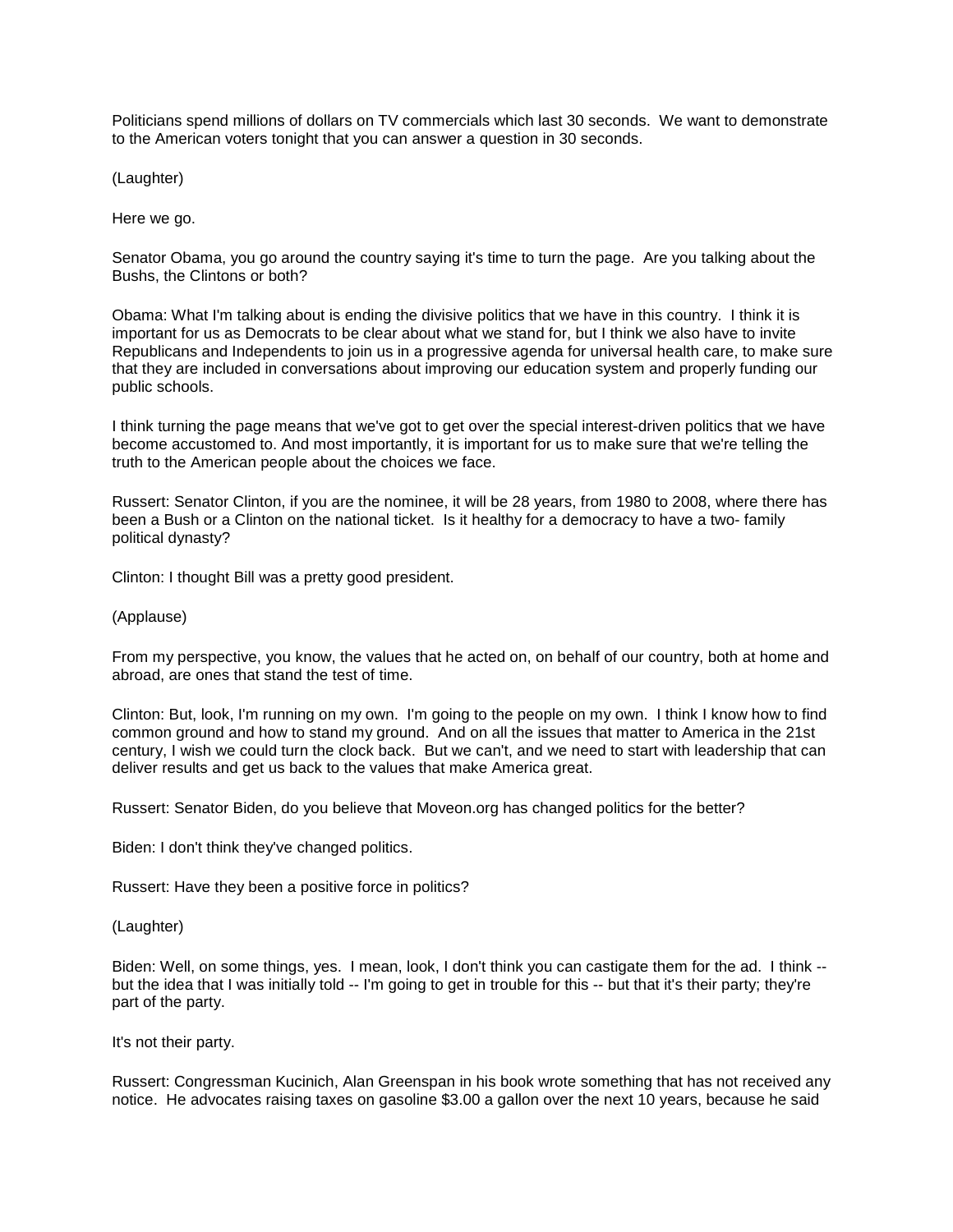Politicians spend millions of dollars on TV commercials which last 30 seconds. We want to demonstrate to the American voters tonight that you can answer a question in 30 seconds.

(Laughter)

Here we go.

Senator Obama, you go around the country saying it's time to turn the page. Are you talking about the Bushs, the Clintons or both?

Obama: What I'm talking about is ending the divisive politics that we have in this country. I think it is important for us as Democrats to be clear about what we stand for, but I think we also have to invite Republicans and Independents to join us in a progressive agenda for universal health care, to make sure that they are included in conversations about improving our education system and properly funding our public schools.

I think turning the page means that we've got to get over the special interest-driven politics that we have become accustomed to. And most importantly, it is important for us to make sure that we're telling the truth to the American people about the choices we face.

Russert: Senator Clinton, if you are the nominee, it will be 28 years, from 1980 to 2008, where there has been a Bush or a Clinton on the national ticket. Is it healthy for a democracy to have a two- family political dynasty?

Clinton: I thought Bill was a pretty good president.

(Applause)

From my perspective, you know, the values that he acted on, on behalf of our country, both at home and abroad, are ones that stand the test of time.

Clinton: But, look, I'm running on my own. I'm going to the people on my own. I think I know how to find common ground and how to stand my ground. And on all the issues that matter to America in the 21st century, I wish we could turn the clock back. But we can't, and we need to start with leadership that can deliver results and get us back to the values that make America great.

Russert: Senator Biden, do you believe that Moveon.org has changed politics for the better?

Biden: I don't think they've changed politics.

Russert: Have they been a positive force in politics?

(Laughter)

Biden: Well, on some things, yes. I mean, look, I don't think you can castigate them for the ad. I think -- but the idea that I was initially told -- I'm going to get in trouble for this -- but that it's their party; they're part of the party.

It's not their party.

Russert: Congressman Kucinich, Alan Greenspan in his book wrote something that has not received any notice. He advocates raising taxes on gasoline $3.00 a gallon over the next 10 years, because he said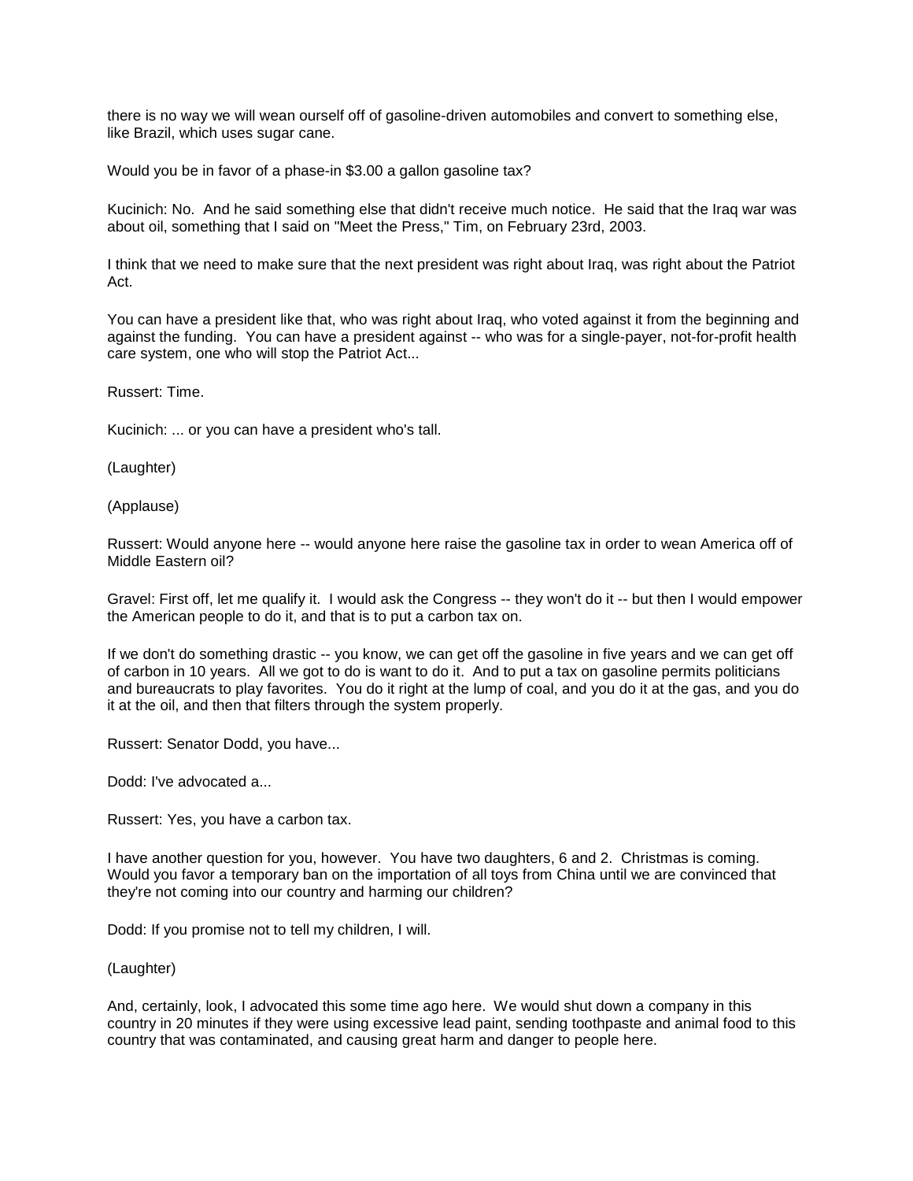there is no way we will wean ourself off of gasoline-driven automobiles and convert to something else, like Brazil, which uses sugar cane.

Would you be in favor of a phase-in $3.00 a gallon gasoline tax?

Kucinich: No. And he said something else that didn't receive much notice. He said that the Iraq war was about oil, something that I said on "Meet the Press," Tim, on February 23rd, 2003.

I think that we need to make sure that the next president was right about Iraq, was right about the Patriot Act.

You can have a president like that, who was right about Iraq, who voted against it from the beginning and against the funding. You can have a president against -- who was for a single-payer, not-for-profit health care system, one who will stop the Patriot Act...

Russert: Time.

Kucinich: ... or you can have a president who's tall.

(Laughter)

(Applause)

Russert: Would anyone here -- would anyone here raise the gasoline tax in order to wean America off of Middle Eastern oil?

Gravel: First off, let me qualify it. I would ask the Congress -- they won't do it -- but then I would empower the American people to do it, and that is to put a carbon tax on.

If we don't do something drastic -- you know, we can get off the gasoline in five years and we can get off of carbon in 10 years. All we got to do is want to do it. And to put a tax on gasoline permits politicians and bureaucrats to play favorites. You do it right at the lump of coal, and you do it at the gas, and you do it at the oil, and then that filters through the system properly.

Russert: Senator Dodd, you have...

Dodd: I've advocated a...

Russert: Yes, you have a carbon tax.

I have another question for you, however. You have two daughters, 6 and 2. Christmas is coming. Would you favor a temporary ban on the importation of all toys from China until we are convinced that they're not coming into our country and harming our children?

Dodd: If you promise not to tell my children, I will.

(Laughter)

And, certainly, look, I advocated this some time ago here. We would shut down a company in this country in 20 minutes if they were using excessive lead paint, sending toothpaste and animal food to this country that was contaminated, and causing great harm and danger to people here.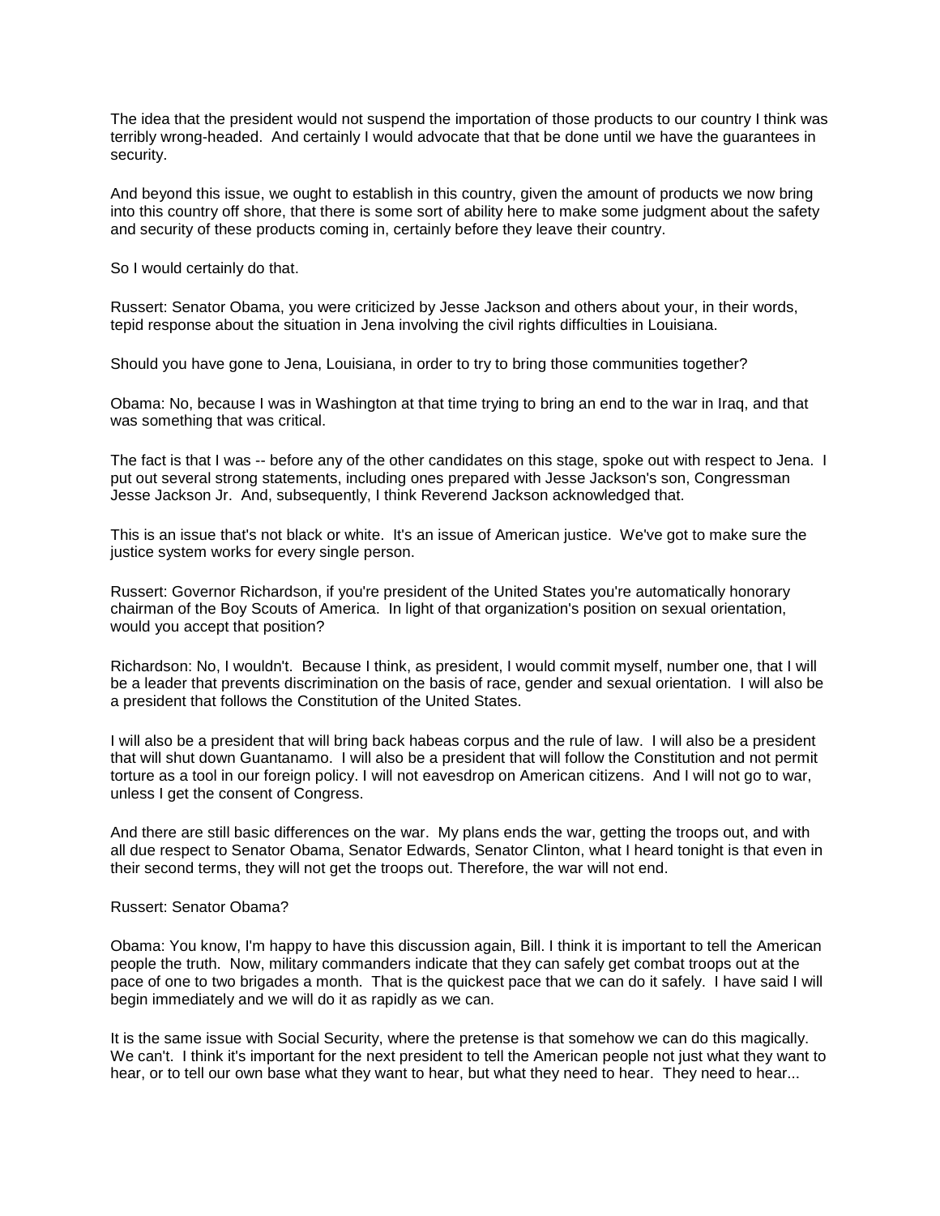The idea that the president would not suspend the importation of those products to our country I think was terribly wrong-headed. And certainly I would advocate that that be done until we have the guarantees in security.

And beyond this issue, we ought to establish in this country, given the amount of products we now bring into this country off shore, that there is some sort of ability here to make some judgment about the safety and security of these products coming in, certainly before they leave their country.

So I would certainly do that.

Russert: Senator Obama, you were criticized by Jesse Jackson and others about your, in their words, tepid response about the situation in Jena involving the civil rights difficulties in Louisiana.

Should you have gone to Jena, Louisiana, in order to try to bring those communities together?

Obama: No, because I was in Washington at that time trying to bring an end to the war in Iraq, and that was something that was critical.

The fact is that I was -- before any of the other candidates on this stage, spoke out with respect to Jena. I put out several strong statements, including ones prepared with Jesse Jackson's son, Congressman Jesse Jackson Jr. And, subsequently, I think Reverend Jackson acknowledged that.

This is an issue that's not black or white. It's an issue of American justice. We've got to make sure the justice system works for every single person.

Russert: Governor Richardson, if you're president of the United States you're automatically honorary chairman of the Boy Scouts of America. In light of that organization's position on sexual orientation, would you accept that position?

Richardson: No, I wouldn't. Because I think, as president, I would commit myself, number one, that I will be a leader that prevents discrimination on the basis of race, gender and sexual orientation. I will also be a president that follows the Constitution of the United States.

I will also be a president that will bring back habeas corpus and the rule of law. I will also be a president that will shut down Guantanamo. I will also be a president that will follow the Constitution and not permit torture as a tool in our foreign policy. I will not eavesdrop on American citizens. And I will not go to war, unless I get the consent of Congress.

And there are still basic differences on the war. My plans ends the war, getting the troops out, and with all due respect to Senator Obama, Senator Edwards, Senator Clinton, what I heard tonight is that even in their second terms, they will not get the troops out. Therefore, the war will not end.

Russert: Senator Obama?

Obama: You know, I'm happy to have this discussion again, Bill. I think it is important to tell the American people the truth. Now, military commanders indicate that they can safely get combat troops out at the pace of one to two brigades a month. That is the quickest pace that we can do it safely. I have said I will begin immediately and we will do it as rapidly as we can.

It is the same issue with Social Security, where the pretense is that somehow we can do this magically. We can't. I think it's important for the next president to tell the American people not just what they want to hear, or to tell our own base what they want to hear, but what they need to hear. They need to hear...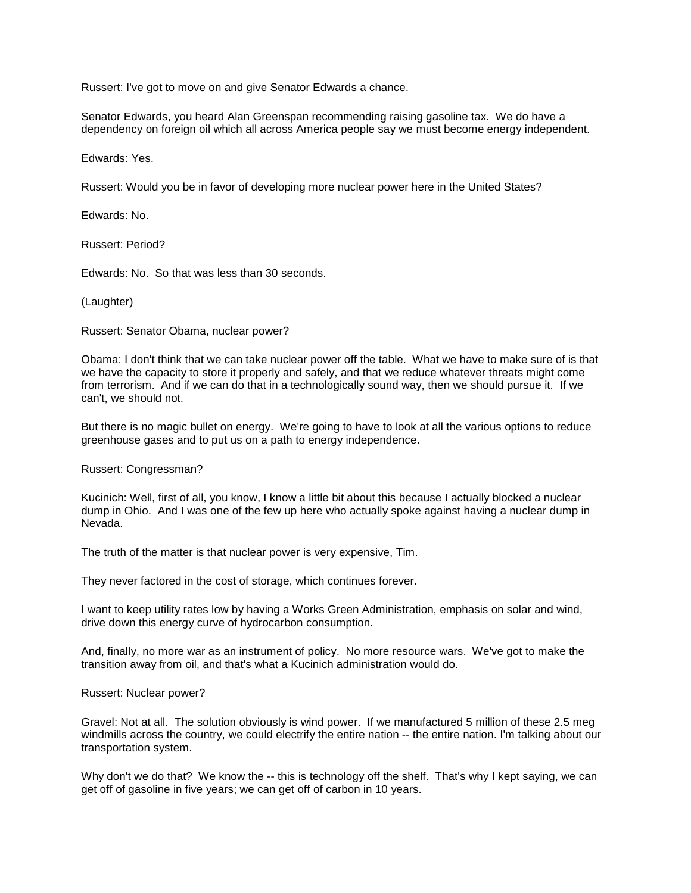Russert: I've got to move on and give Senator Edwards a chance.

Senator Edwards, you heard Alan Greenspan recommending raising gasoline tax. We do have a dependency on foreign oil which all across America people say we must become energy independent.

Edwards: Yes.

Russert: Would you be in favor of developing more nuclear power here in the United States?

Edwards: No.

Russert: Period?

Edwards: No. So that was less than 30 seconds.

(Laughter)

Russert: Senator Obama, nuclear power?

Obama: I don't think that we can take nuclear power off the table. What we have to make sure of is that we have the capacity to store it properly and safely, and that we reduce whatever threats might come from terrorism. And if we can do that in a technologically sound way, then we should pursue it. If we can't, we should not.

But there is no magic bullet on energy. We're going to have to look at all the various options to reduce greenhouse gases and to put us on a path to energy independence.

Russert: Congressman?

Kucinich: Well, first of all, you know, I know a little bit about this because I actually blocked a nuclear dump in Ohio. And I was one of the few up here who actually spoke against having a nuclear dump in Nevada.

The truth of the matter is that nuclear power is very expensive, Tim.

They never factored in the cost of storage, which continues forever.

I want to keep utility rates low by having a Works Green Administration, emphasis on solar and wind, drive down this energy curve of hydrocarbon consumption.

And, finally, no more war as an instrument of policy. No more resource wars. We've got to make the transition away from oil, and that's what a Kucinich administration would do.

Russert: Nuclear power?

Gravel: Not at all. The solution obviously is wind power. If we manufactured 5 million of these 2.5 meg windmills across the country, we could electrify the entire nation -- the entire nation. I'm talking about our transportation system.

Why don't we do that? We know the -- this is technology off the shelf. That's why I kept saying, we can get off of gasoline in five years; we can get off of carbon in 10 years.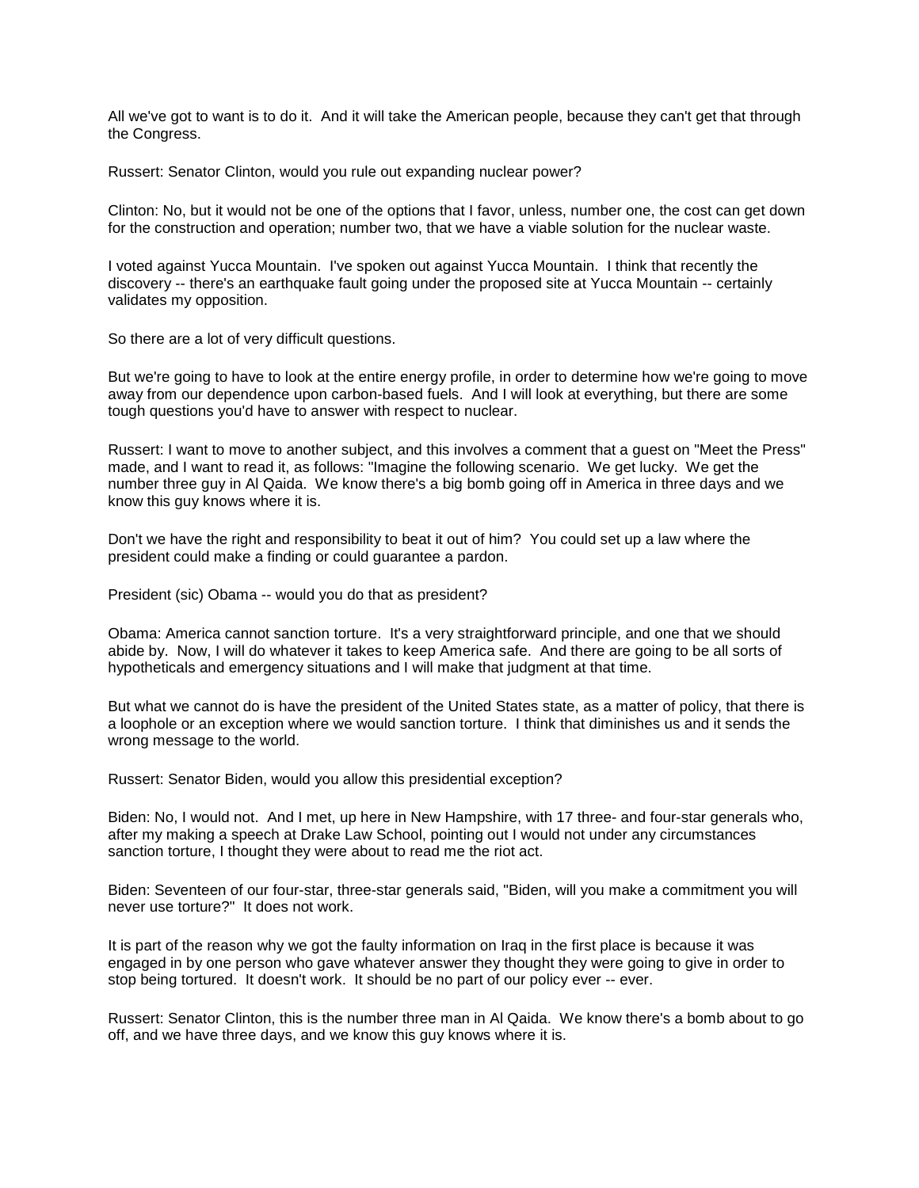All we've got to want is to do it. And it will take the American people, because they can't get that through the Congress.

Russert: Senator Clinton, would you rule out expanding nuclear power?

Clinton: No, but it would not be one of the options that I favor, unless, number one, the cost can get down for the construction and operation; number two, that we have a viable solution for the nuclear waste.

I voted against Yucca Mountain. I've spoken out against Yucca Mountain. I think that recently the discovery -- there's an earthquake fault going under the proposed site at Yucca Mountain -- certainly validates my opposition.

So there are a lot of very difficult questions.

But we're going to have to look at the entire energy profile, in order to determine how we're going to move away from our dependence upon carbon-based fuels. And I will look at everything, but there are some tough questions you'd have to answer with respect to nuclear.

Russert: I want to move to another subject, and this involves a comment that a guest on "Meet the Press" made, and I want to read it, as follows: "Imagine the following scenario. We get lucky. We get the number three guy in Al Qaida. We know there's a big bomb going off in America in three days and we know this guy knows where it is.

Don't we have the right and responsibility to beat it out of him? You could set up a law where the president could make a finding or could guarantee a pardon.

President (sic) Obama -- would you do that as president?

Obama: America cannot sanction torture. It's a very straightforward principle, and one that we should abide by. Now, I will do whatever it takes to keep America safe. And there are going to be all sorts of hypotheticals and emergency situations and I will make that judgment at that time.

But what we cannot do is have the president of the United States state, as a matter of policy, that there is a loophole or an exception where we would sanction torture. I think that diminishes us and it sends the wrong message to the world.

Russert: Senator Biden, would you allow this presidential exception?

Biden: No, I would not. And I met, up here in New Hampshire, with 17 three- and four-star generals who, after my making a speech at Drake Law School, pointing out I would not under any circumstances sanction torture, I thought they were about to read me the riot act.

Biden: Seventeen of our four-star, three-star generals said, "Biden, will you make a commitment you will never use torture?" It does not work.

It is part of the reason why we got the faulty information on Iraq in the first place is because it was engaged in by one person who gave whatever answer they thought they were going to give in order to stop being tortured. It doesn't work. It should be no part of our policy ever -- ever.

Russert: Senator Clinton, this is the number three man in Al Qaida. We know there's a bomb about to go off, and we have three days, and we know this guy knows where it is.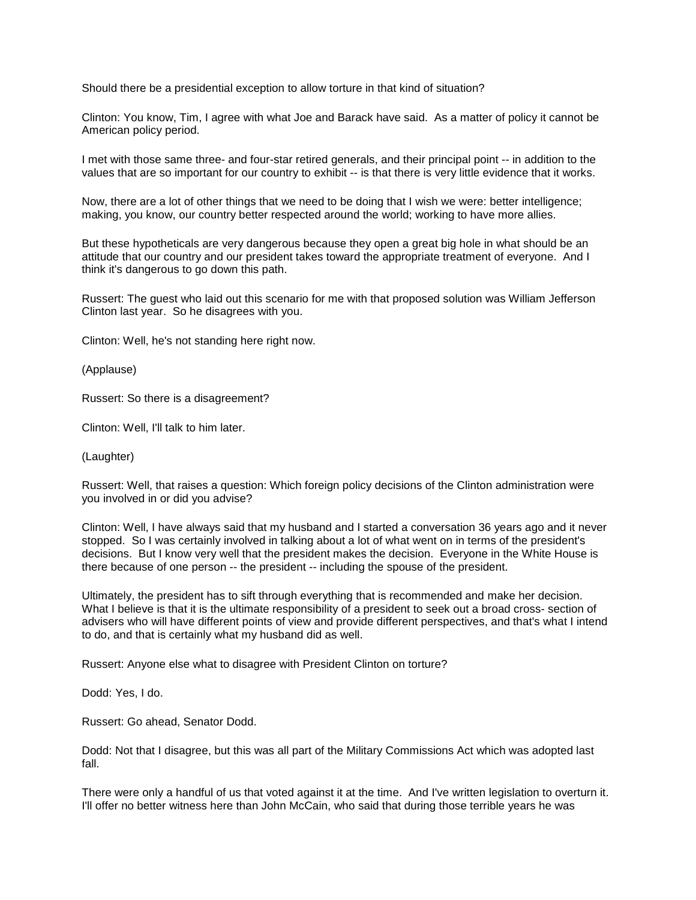Should there be a presidential exception to allow torture in that kind of situation?

Clinton: You know, Tim, I agree with what Joe and Barack have said. As a matter of policy it cannot be American policy period.

I met with those same three- and four-star retired generals, and their principal point -- in addition to the values that are so important for our country to exhibit -- is that there is very little evidence that it works.

Now, there are a lot of other things that we need to be doing that I wish we were: better intelligence; making, you know, our country better respected around the world; working to have more allies.

But these hypotheticals are very dangerous because they open a great big hole in what should be an attitude that our country and our president takes toward the appropriate treatment of everyone. And I think it's dangerous to go down this path.

Russert: The guest who laid out this scenario for me with that proposed solution was William Jefferson Clinton last year. So he disagrees with you.

Clinton: Well, he's not standing here right now.

(Applause)

Russert: So there is a disagreement?

Clinton: Well, I'll talk to him later.

(Laughter)

Russert: Well, that raises a question: Which foreign policy decisions of the Clinton administration were you involved in or did you advise?

Clinton: Well, I have always said that my husband and I started a conversation 36 years ago and it never stopped. So I was certainly involved in talking about a lot of what went on in terms of the president's decisions. But I know very well that the president makes the decision. Everyone in the White House is there because of one person -- the president -- including the spouse of the president.

Ultimately, the president has to sift through everything that is recommended and make her decision. What I believe is that it is the ultimate responsibility of a president to seek out a broad cross- section of advisers who will have different points of view and provide different perspectives, and that's what I intend to do, and that is certainly what my husband did as well.

Russert: Anyone else what to disagree with President Clinton on torture?

Dodd: Yes, I do.

Russert: Go ahead, Senator Dodd.

Dodd: Not that I disagree, but this was all part of the Military Commissions Act which was adopted last fall.

There were only a handful of us that voted against it at the time. And I've written legislation to overturn it. I'll offer no better witness here than John McCain, who said that during those terrible years he was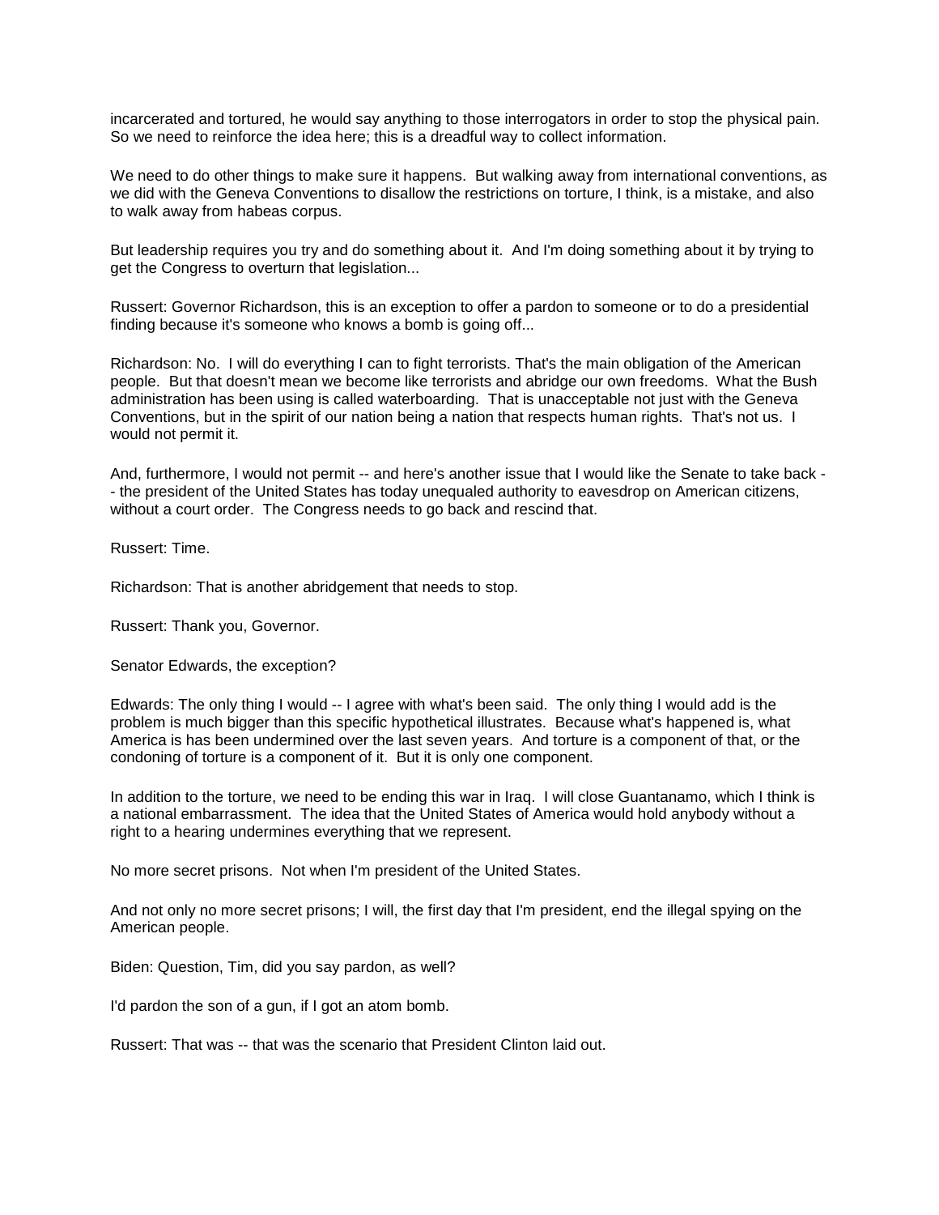incarcerated and tortured, he would say anything to those interrogators in order to stop the physical pain. So we need to reinforce the idea here; this is a dreadful way to collect information.

We need to do other things to make sure it happens. But walking away from international conventions, as we did with the Geneva Conventions to disallow the restrictions on torture, I think, is a mistake, and also to walk away from habeas corpus.

But leadership requires you try and do something about it. And I'm doing something about it by trying to get the Congress to overturn that legislation...

Russert: Governor Richardson, this is an exception to offer a pardon to someone or to do a presidential finding because it's someone who knows a bomb is going off...

Richardson: No. I will do everything I can to fight terrorists. That's the main obligation of the American people. But that doesn't mean we become like terrorists and abridge our own freedoms. What the Bush administration has been using is called waterboarding. That is unacceptable not just with the Geneva Conventions, but in the spirit of our nation being a nation that respects human rights. That's not us. I would not permit it.

And, furthermore, I would not permit -- and here's another issue that I would like the Senate to take back -- the president of the United States has today unequaled authority to eavesdrop on American citizens, without a court order. The Congress needs to go back and rescind that.

Russert: Time.

Richardson: That is another abridgement that needs to stop.

Russert: Thank you, Governor.

Senator Edwards, the exception?

Edwards: The only thing I would -- I agree with what's been said. The only thing I would add is the problem is much bigger than this specific hypothetical illustrates. Because what's happened is, what America is has been undermined over the last seven years. And torture is a component of that, or the condoning of torture is a component of it. But it is only one component.

In addition to the torture, we need to be ending this war in Iraq. I will close Guantanamo, which I think is a national embarrassment. The idea that the United States of America would hold anybody without a right to a hearing undermines everything that we represent.

No more secret prisons. Not when I'm president of the United States.

And not only no more secret prisons; I will, the first day that I'm president, end the illegal spying on the American people.

Biden: Question, Tim, did you say pardon, as well?

I'd pardon the son of a gun, if I got an atom bomb.

Russert: That was -- that was the scenario that President Clinton laid out.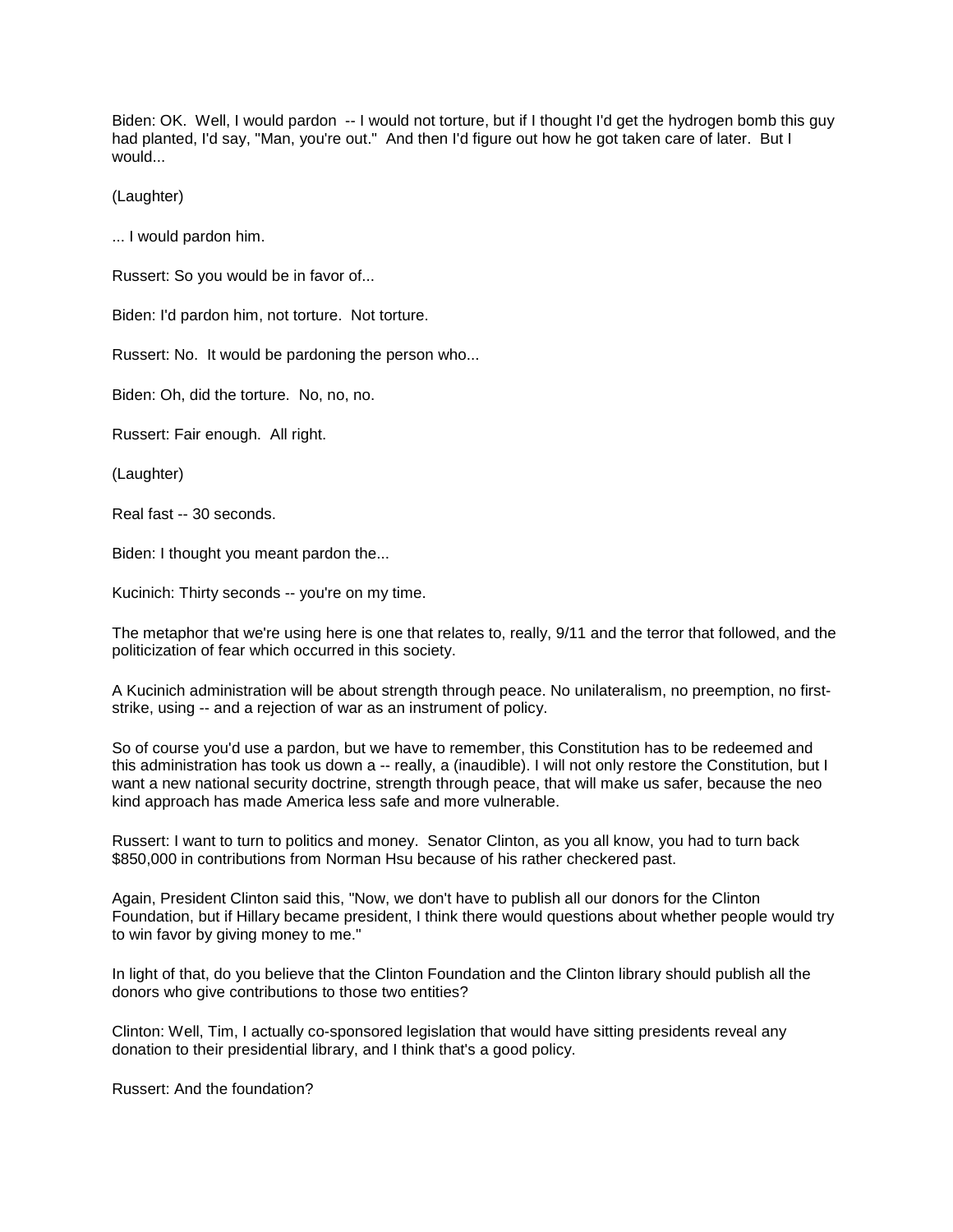Biden: OK. Well, I would pardon -- I would not torture, but if I thought I'd get the hydrogen bomb this guy had planted, I'd say, "Man, you're out." And then I'd figure out how he got taken care of later. But I would...

(Laughter)

... I would pardon him.

Russert: So you would be in favor of...

Biden: I'd pardon him, not torture. Not torture.

Russert: No. It would be pardoning the person who...

Biden: Oh, did the torture. No, no, no.

Russert: Fair enough. All right.

(Laughter)

Real fast -- 30 seconds.

Biden: I thought you meant pardon the...

Kucinich: Thirty seconds -- you're on my time.

The metaphor that we're using here is one that relates to, really, 9/11 and the terror that followed, and the politicization of fear which occurred in this society.

A Kucinich administration will be about strength through peace. No unilateralism, no preemption, no first-strike, using -- and a rejection of war as an instrument of policy.

So of course you'd use a pardon, but we have to remember, this Constitution has to be redeemed and this administration has took us down a -- really, a (inaudible). I will not only restore the Constitution, but I want a new national security doctrine, strength through peace, that will make us safer, because the neo kind approach has made America less safe and more vulnerable.

Russert: I want to turn to politics and money. Senator Clinton, as you all know, you had to turn back $850,000 in contributions from Norman Hsu because of his rather checkered past.

Again, President Clinton said this, "Now, we don't have to publish all our donors for the Clinton Foundation, but if Hillary became president, I think there would questions about whether people would try to win favor by giving money to me."

In light of that, do you believe that the Clinton Foundation and the Clinton library should publish all the donors who give contributions to those two entities?

Clinton: Well, Tim, I actually co-sponsored legislation that would have sitting presidents reveal any donation to their presidential library, and I think that's a good policy.

Russert: And the foundation?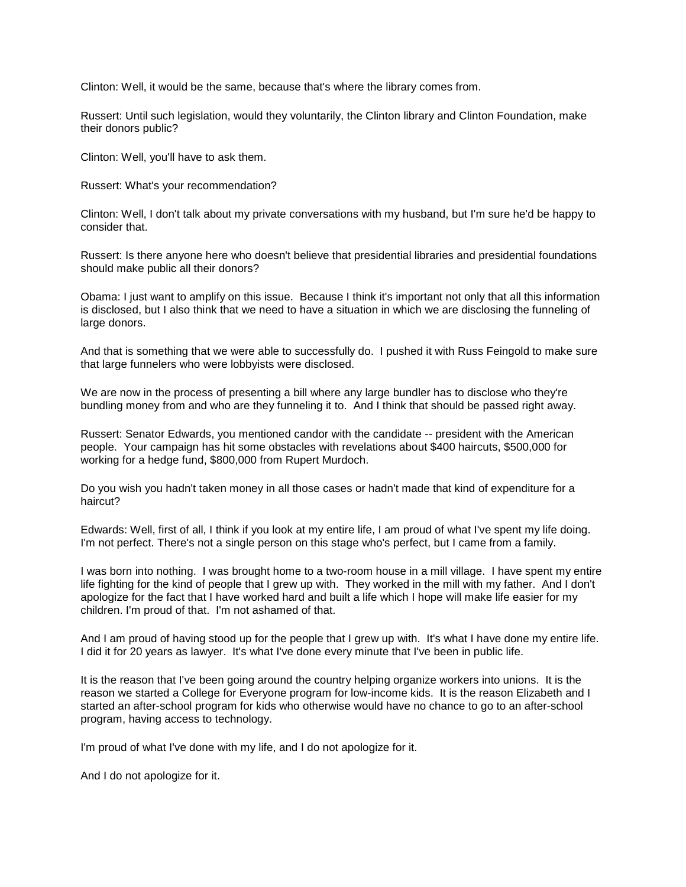Clinton: Well, it would be the same, because that's where the library comes from.

Russert: Until such legislation, would they voluntarily, the Clinton library and Clinton Foundation, make their donors public?

Clinton: Well, you'll have to ask them.

Russert: What's your recommendation?

Clinton: Well, I don't talk about my private conversations with my husband, but I'm sure he'd be happy to consider that.

Russert: Is there anyone here who doesn't believe that presidential libraries and presidential foundations should make public all their donors?

Obama: I just want to amplify on this issue. Because I think it's important not only that all this information is disclosed, but I also think that we need to have a situation in which we are disclosing the funneling of large donors.

And that is something that we were able to successfully do. I pushed it with Russ Feingold to make sure that large funnelers who were lobbyists were disclosed.

We are now in the process of presenting a bill where any large bundler has to disclose who they're bundling money from and who are they funneling it to. And I think that should be passed right away.

Russert: Senator Edwards, you mentioned candor with the candidate -- president with the American people. Your campaign has hit some obstacles with revelations about $400 haircuts, $500,000 for working for a hedge fund, $800,000 from Rupert Murdoch.

Do you wish you hadn't taken money in all those cases or hadn't made that kind of expenditure for a haircut?

Edwards: Well, first of all, I think if you look at my entire life, I am proud of what I've spent my life doing. I'm not perfect. There's not a single person on this stage who's perfect, but I came from a family.

I was born into nothing. I was brought home to a two-room house in a mill village. I have spent my entire life fighting for the kind of people that I grew up with. They worked in the mill with my father. And I don't apologize for the fact that I have worked hard and built a life which I hope will make life easier for my children. I'm proud of that. I'm not ashamed of that.

And I am proud of having stood up for the people that I grew up with. It's what I have done my entire life. I did it for 20 years as lawyer. It's what I've done every minute that I've been in public life.

It is the reason that I've been going around the country helping organize workers into unions. It is the reason we started a College for Everyone program for low-income kids. It is the reason Elizabeth and I started an after-school program for kids who otherwise would have no chance to go to an after-school program, having access to technology.

I'm proud of what I've done with my life, and I do not apologize for it.

And I do not apologize for it.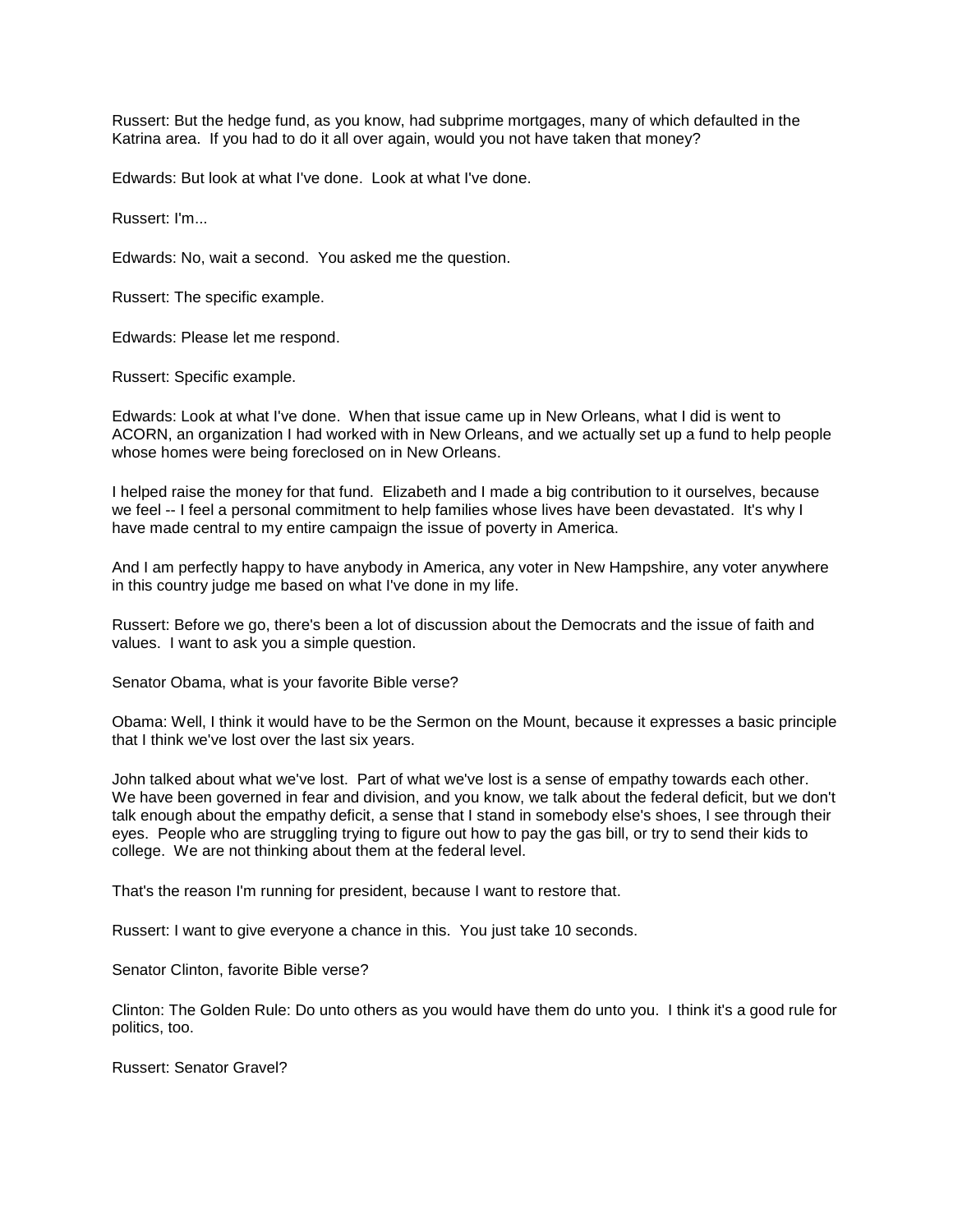Russert: But the hedge fund, as you know, had subprime mortgages, many of which defaulted in the Katrina area. If you had to do it all over again, would you not have taken that money?

Edwards: But look at what I've done. Look at what I've done.

Russert: I'm...

Edwards: No, wait a second. You asked me the question.

Russert: The specific example.

Edwards: Please let me respond.

Russert: Specific example.

Edwards: Look at what I've done. When that issue came up in New Orleans, what I did is went to ACORN, an organization I had worked with in New Orleans, and we actually set up a fund to help people whose homes were being foreclosed on in New Orleans.

I helped raise the money for that fund. Elizabeth and I made a big contribution to it ourselves, because we feel -- I feel a personal commitment to help families whose lives have been devastated. It's why I have made central to my entire campaign the issue of poverty in America.

And I am perfectly happy to have anybody in America, any voter in New Hampshire, any voter anywhere in this country judge me based on what I've done in my life.

Russert: Before we go, there's been a lot of discussion about the Democrats and the issue of faith and values. I want to ask you a simple question.

Senator Obama, what is your favorite Bible verse?

Obama: Well, I think it would have to be the Sermon on the Mount, because it expresses a basic principle that I think we've lost over the last six years.

John talked about what we've lost. Part of what we've lost is a sense of empathy towards each other. We have been governed in fear and division, and you know, we talk about the federal deficit, but we don't talk enough about the empathy deficit, a sense that I stand in somebody else's shoes, I see through their eyes. People who are struggling trying to figure out how to pay the gas bill, or try to send their kids to college. We are not thinking about them at the federal level.

That's the reason I'm running for president, because I want to restore that.

Russert: I want to give everyone a chance in this. You just take 10 seconds.

Senator Clinton, favorite Bible verse?

Clinton: The Golden Rule: Do unto others as you would have them do unto you. I think it's a good rule for politics, too.

Russert: Senator Gravel?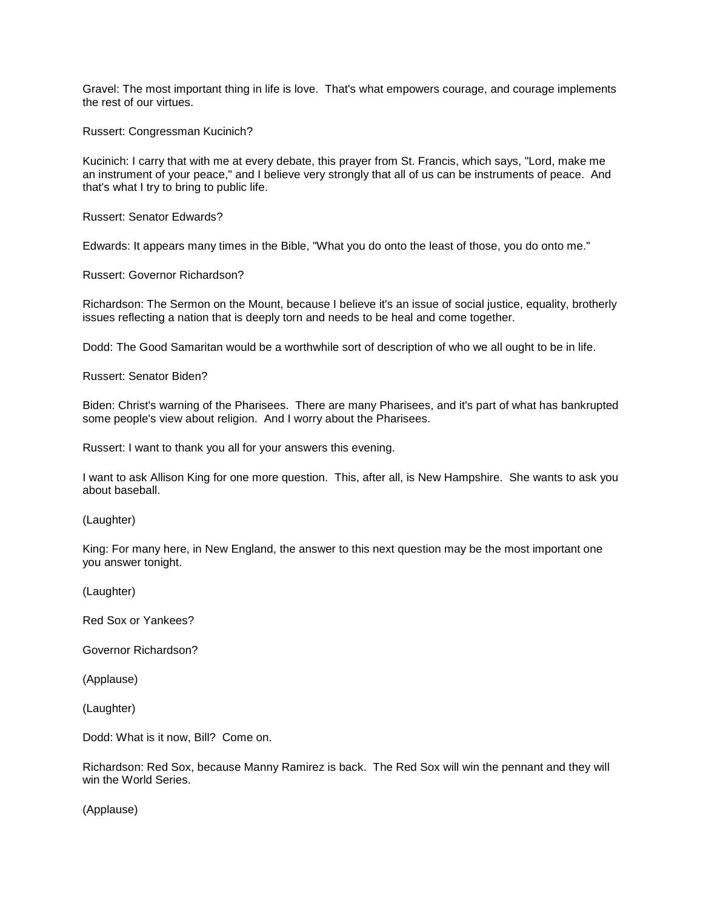Gravel: The most important thing in life is love. That's what empowers courage, and courage implements the rest of our virtues.

Russert: Congressman Kucinich?

Kucinich: I carry that with me at every debate, this prayer from St. Francis, which says, "Lord, make me an instrument of your peace," and I believe very strongly that all of us can be instruments of peace. And that's what I try to bring to public life.

Russert: Senator Edwards?

Edwards: It appears many times in the Bible, "What you do onto the least of those, you do onto me."

Russert: Governor Richardson?

Richardson: The Sermon on the Mount, because I believe it's an issue of social justice, equality, brotherly issues reflecting a nation that is deeply torn and needs to be heal and come together.

Dodd: The Good Samaritan would be a worthwhile sort of description of who we all ought to be in life.

Russert: Senator Biden?

Biden: Christ's warning of the Pharisees. There are many Pharisees, and it's part of what has bankrupted some people's view about religion. And I worry about the Pharisees.

Russert: I want to thank you all for your answers this evening.

I want to ask Allison King for one more question. This, after all, is New Hampshire. She wants to ask you about baseball.

(Laughter)

King: For many here, in New England, the answer to this next question may be the most important one you answer tonight.

(Laughter)

Red Sox or Yankees?

Governor Richardson?

(Applause)

(Laughter)

Dodd: What is it now, Bill? Come on.

Richardson: Red Sox, because Manny Ramirez is back. The Red Sox will win the pennant and they will win the World Series.

(Applause)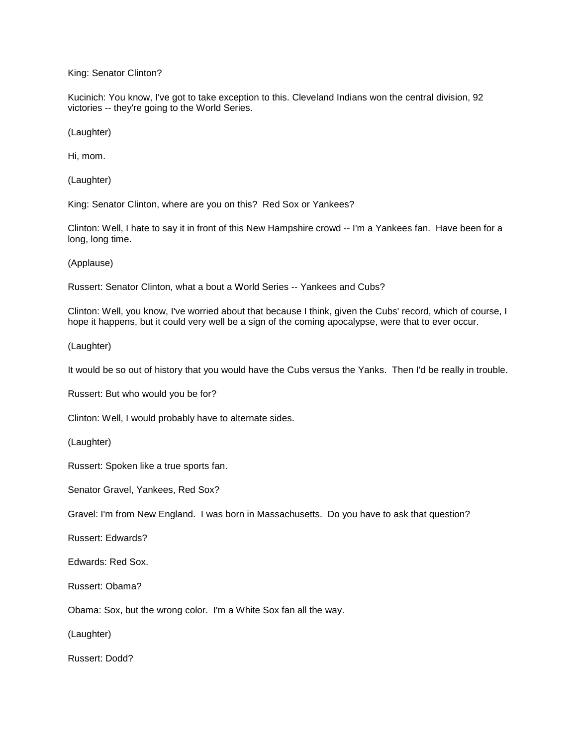King: Senator Clinton?

Kucinich: You know, I've got to take exception to this. Cleveland Indians won the central division, 92 victories -- they're going to the World Series.

(Laughter)

Hi, mom.

(Laughter)

King: Senator Clinton, where are you on this? Red Sox or Yankees?

Clinton: Well, I hate to say it in front of this New Hampshire crowd -- I'm a Yankees fan. Have been for a long, long time.

(Applause)

Russert: Senator Clinton, what a bout a World Series -- Yankees and Cubs?

Clinton: Well, you know, I've worried about that because I think, given the Cubs' record, which of course, I hope it happens, but it could very well be a sign of the coming apocalypse, were that to ever occur.

(Laughter)

It would be so out of history that you would have the Cubs versus the Yanks. Then I'd be really in trouble.

Russert: But who would you be for?

Clinton: Well, I would probably have to alternate sides.

(Laughter)

Russert: Spoken like a true sports fan.

Senator Gravel, Yankees, Red Sox?

Gravel: I'm from New England. I was born in Massachusetts. Do you have to ask that question?

Russert: Edwards?

Edwards: Red Sox.

Russert: Obama?

Obama: Sox, but the wrong color. I'm a White Sox fan all the way.

(Laughter)

Russert: Dodd?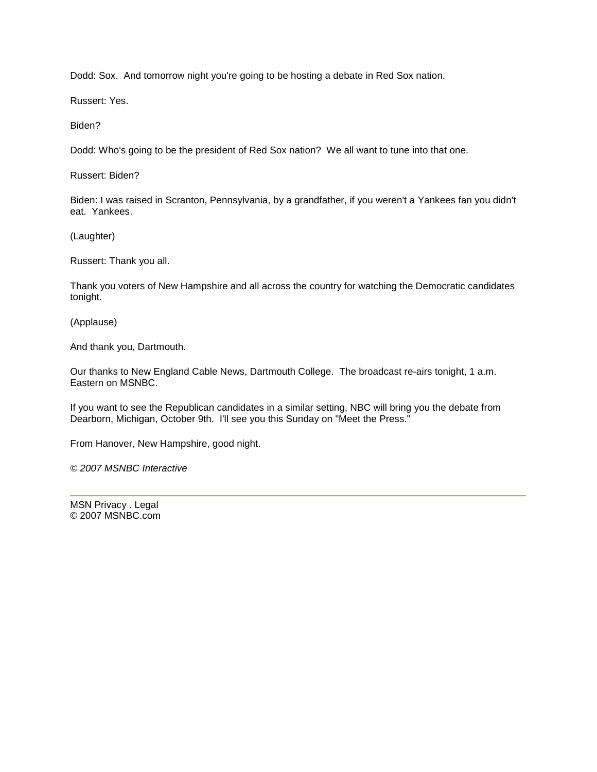Dodd: Sox. And tomorrow night you're going to be hosting a debate in Red Sox nation.

Russert: Yes.

Biden?

Dodd: Who's going to be the president of Red Sox nation? We all want to tune into that one.

Russert: Biden?

Biden: I was raised in Scranton, Pennsylvania, by a grandfather, if you weren't a Yankees fan you didn't eat. Yankees.

(Laughter)

Russert: Thank you all.

Thank you voters of New Hampshire and all across the country for watching the Democratic candidates tonight.

(Applause)

And thank you, Dartmouth.

Our thanks to New England Cable News, Dartmouth College. The broadcast re-airs tonight, 1 a.m. Eastern on MSNBC.

If you want to see the Republican candidates in a similar setting, NBC will bring you the debate from Dearborn, Michigan, October 9th. I'll see you this Sunday on "Meet the Press."

From Hanover, New Hampshire, good night.

*© 2007 MSNBC Interactive*

---

MSN Privacy . Legal
© 2007 MSNBC.com